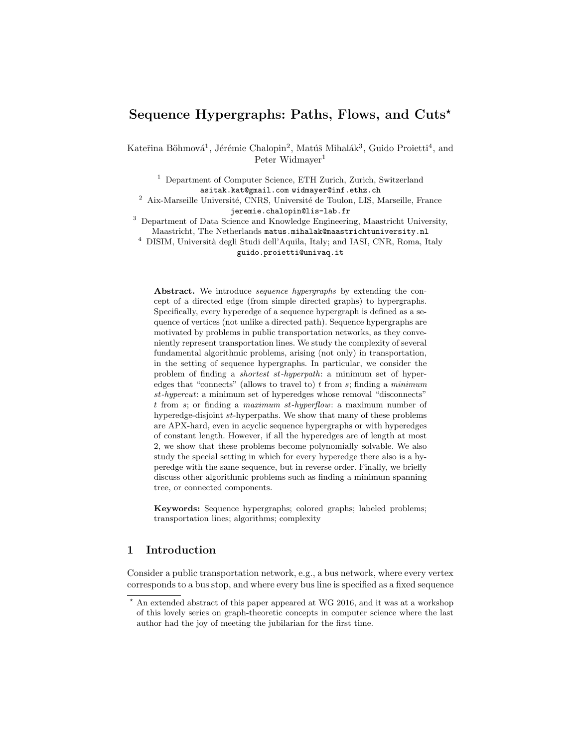# Sequence Hypergraphs: Paths, Flows, and Cuts*

Kateřina Böhmová[1], Jérémie Chalopin[2], Matúš Mihalák[3], Guido Proietti[4], and Peter Widmayer[1]

[1] Department of Computer Science, ETH Zurich, Zurich, Switzerland
asitak.kat@gmail.com widmayer@inf.ethz.ch

[2] Aix-Marseille Université, CNRS, Université de Toulon, LIS, Marseille, France
jeremie.chalopin@lis-lab.fr

[3] Department of Data Science and Knowledge Engineering, Maastricht University, Maastricht, The Netherlands matus.mihalak@maastrichtuniversity.nl

[4] DISIM, Università degli Studi dell'Aquila, Italy; and IASI, CNR, Roma, Italy
guido.proietti@univaq.it

**Abstract.** We introduce *sequence hypergraphs* by extending the concept of a directed edge (from simple directed graphs) to hypergraphs. Specifically, every hyperedge of a sequence hypergraph is defined as a sequence of vertices (not unlike a directed path). Sequence hypergraphs are motivated by problems in public transportation networks, as they conveniently represent transportation lines. We study the complexity of several fundamental algorithmic problems, arising (not only) in transportation, in the setting of sequence hypergraphs. In particular, we consider the problem of finding a *shortest st-hyperpath*: a minimum set of hyperedges that "connects" (allows to travel to) $t$ from $s$; finding a *minimum st-hypercut*: a minimum set of hyperedges whose removal "disconnects" $t$ from $s$; or finding a *maximum st-hyperflow*: a maximum number of hyperedge-disjoint *st*-hyperpaths. We show that many of these problems are APX-hard, even in acyclic sequence hypergraphs or with hyperedges of constant length. However, if all the hyperedges are of length at most 2, we show that these problems become polynomially solvable. We also study the special setting in which for every hyperedge there also is a hyperedge with the same sequence, but in reverse order. Finally, we briefly discuss other algorithmic problems such as finding a minimum spanning tree, or connected components.

**Keywords:** Sequence hypergraphs; colored graphs; labeled problems; transportation lines; algorithms; complexity

## 1 Introduction

Consider a public transportation network, e.g., a bus network, where every vertex corresponds to a bus stop, and where every bus line is specified as a fixed sequence

---

* An extended abstract of this paper appeared at WG 2016, and it was at a workshop of this lovely series on graph-theoretic concepts in computer science where the last author had the joy of meeting the jubilarian for the first time.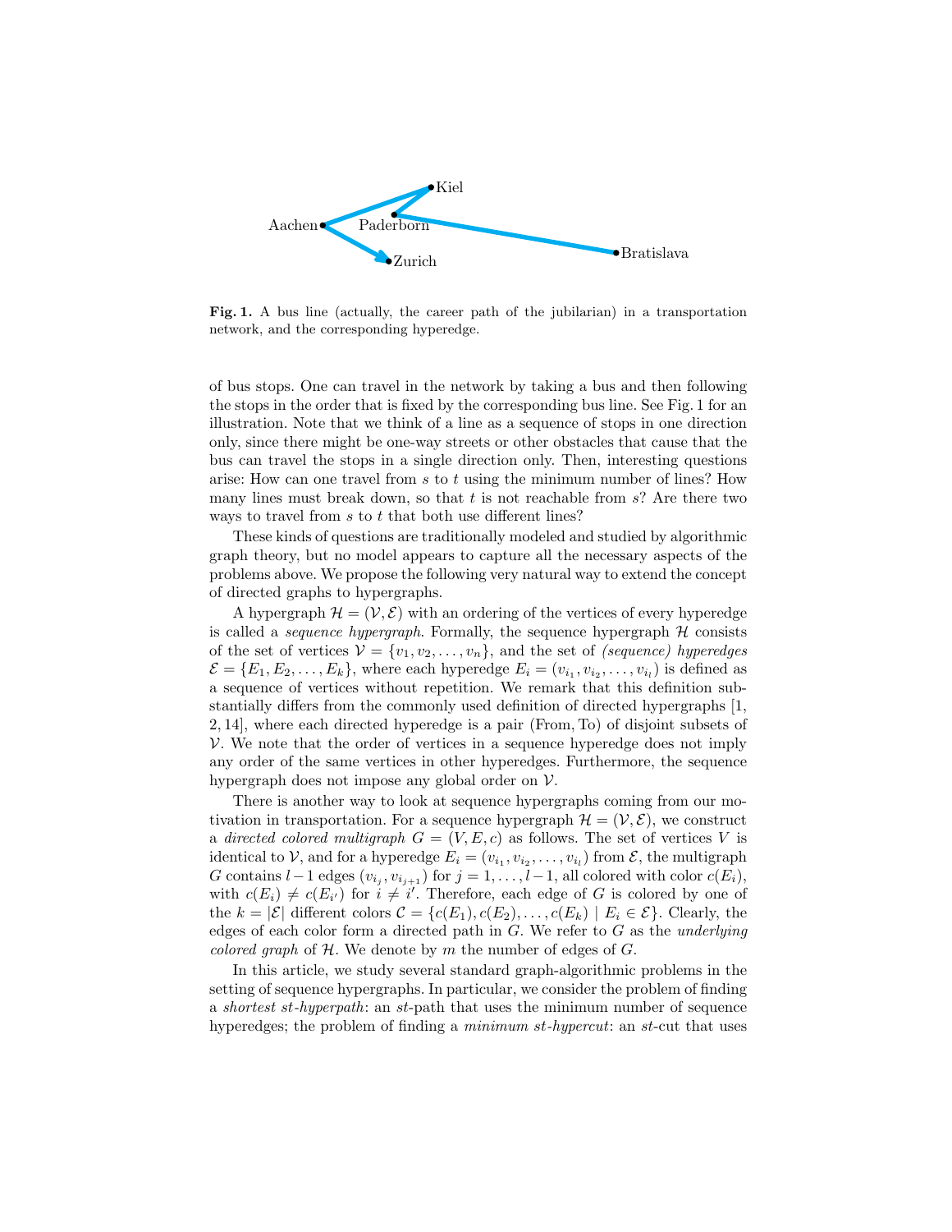Aachen Kiel Paderborn Bratislava Zurich

**Fig. 1.** A bus line (actually, the career path of the jubilarian) in a transportation network, and the corresponding hyperedge.

of bus stops. One can travel in the network by taking a bus and then following the stops in the order that is fixed by the corresponding bus line. See Fig. 1 for an illustration. Note that we think of a line as a sequence of stops in one direction only, since there might be one-way streets or other obstacles that cause that the bus can travel the stops in a single direction only. Then, interesting questions arise: How can one travel from $s$ to $t$ using the minimum number of lines? How many lines must break down, so that $t$ is not reachable from $s$? Are there two ways to travel from $s$ to $t$ that both use different lines?

These kinds of questions are traditionally modeled and studied by algorithmic graph theory, but no model appears to capture all the necessary aspects of the problems above. We propose the following very natural way to extend the concept of directed graphs to hypergraphs.

A hypergraph $\mathcal{H} = (\mathcal{V}, \mathcal{E})$ with an ordering of the vertices of every hyperedge is called a *sequence hypergraph*. Formally, the sequence hypergraph $\mathcal{H}$ consists of the set of vertices $\mathcal{V} = \{v_1, v_2, \ldots, v_n\}$, and the set of *(sequence) hyperedges* $\mathcal{E} = \{E_1, E_2, \ldots, E_k\}$, where each hyperedge $E_i = (v_{i_1}, v_{i_2}, \ldots, v_{i_l})$ is defined as a sequence of vertices without repetition. We remark that this definition substantially differs from the commonly used definition of directed hypergraphs [1, 2, 14], where each directed hyperedge is a pair (From, To) of disjoint subsets of $\mathcal{V}$. We note that the order of vertices in a sequence hyperedge does not imply any order of the same vertices in other hyperedges. Furthermore, the sequence hypergraph does not impose any global order on $\mathcal{V}$.

There is another way to look at sequence hypergraphs coming from our motivation in transportation. For a sequence hypergraph $\mathcal{H} = (\mathcal{V}, \mathcal{E})$, we construct a *directed colored multigraph* $G = (V, E, c)$ as follows. The set of vertices $V$ is identical to $\mathcal{V}$, and for a hyperedge $E_i = (v_{i_1}, v_{i_2}, \ldots, v_{i_l})$ from $\mathcal{E}$, the multigraph $G$ contains $l-1$ edges $(v_{i_j}, v_{i_{j+1}})$ for $j = 1, \ldots, l-1$, all colored with color $c(E_i)$, with $c(E_i) \neq c(E_{i'})$ for $i \neq i'$. Therefore, each edge of $G$ is colored by one of the $k = |\mathcal{E}|$ different colors $\mathcal{C} = \{c(E_1), c(E_2), \ldots, c(E_k) \mid E_i \in \mathcal{E}\}$. Clearly, the edges of each color form a directed path in $G$. We refer to $G$ as the *underlying colored graph* of $\mathcal{H}$. We denote by $m$ the number of edges of $G$.

In this article, we study several standard graph-algorithmic problems in the setting of sequence hypergraphs. In particular, we consider the problem of finding a *shortest st-hyperpath*: an $st$-path that uses the minimum number of sequence hyperedges; the problem of finding a *minimum st-hypercut*: an $st$-cut that uses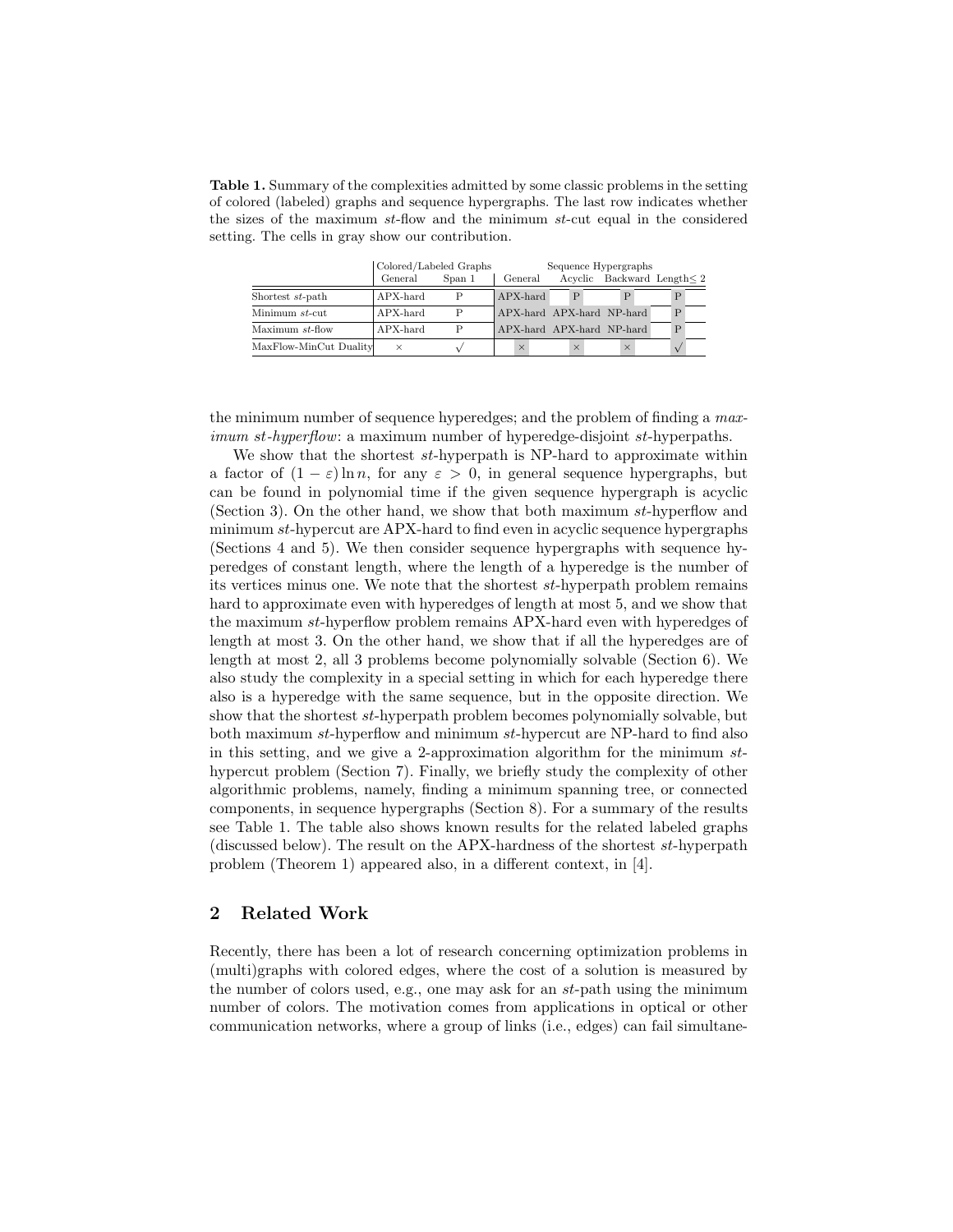**Table 1.** Summary of the complexities admitted by some classic problems in the setting of colored (labeled) graphs and sequence hypergraphs. The last row indicates whether the sizes of the maximum *st*-flow and the minimum *st*-cut equal in the considered setting. The cells in gray show our contribution.

| | Colored/Labeled Graphs | | Sequence Hypergraphs | | | |
|---|---|---|---|---|---|---|
| | General | Span 1 | General | Acyclic | Backward | Length≤ 2 |
| Shortest *st*-path | APX-hard | P | APX-hard | P | P | P |
| Minimum *st*-cut | APX-hard | P | APX-hard | APX-hard | NP-hard | P |
| Maximum *st*-flow | APX-hard | P | APX-hard | APX-hard | NP-hard | P |
| MaxFlow-MinCut Duality | × | √ | × | × | × | √ |

the minimum number of sequence hyperedges; and the problem of finding a *maximum st-hyperflow*: a maximum number of hyperedge-disjoint *st*-hyperpaths.

We show that the shortest *st*-hyperpath is NP-hard to approximate within a factor of $(1 - \varepsilon) \ln n$, for any $\varepsilon > 0$, in general sequence hypergraphs, but can be found in polynomial time if the given sequence hypergraph is acyclic (Section 3). On the other hand, we show that both maximum *st*-hyperflow and minimum *st*-hypercut are APX-hard to find even in acyclic sequence hypergraphs (Sections 4 and 5). We then consider sequence hypergraphs with sequence hyperedges of constant length, where the length of a hyperedge is the number of its vertices minus one. We note that the shortest *st*-hyperpath problem remains hard to approximate even with hyperedges of length at most 5, and we show that the maximum *st*-hyperflow problem remains APX-hard even with hyperedges of length at most 3. On the other hand, we show that if all the hyperedges are of length at most 2, all 3 problems become polynomially solvable (Section 6). We also study the complexity in a special setting in which for each hyperedge there also is a hyperedge with the same sequence, but in the opposite direction. We show that the shortest *st*-hyperpath problem becomes polynomially solvable, but both maximum *st*-hyperflow and minimum *st*-hypercut are NP-hard to find also in this setting, and we give a 2-approximation algorithm for the minimum *st*-hypercut problem (Section 7). Finally, we briefly study the complexity of other algorithmic problems, namely, finding a minimum spanning tree, or connected components, in sequence hypergraphs (Section 8). For a summary of the results see Table 1. The table also shows known results for the related labeled graphs (discussed below). The result on the APX-hardness of the shortest *st*-hyperpath problem (Theorem 1) appeared also, in a different context, in [4].

## 2 Related Work

Recently, there has been a lot of research concerning optimization problems in (multi)graphs with colored edges, where the cost of a solution is measured by the number of colors used, e.g., one may ask for an *st*-path using the minimum number of colors. The motivation comes from applications in optical or other communication networks, where a group of links (i.e., edges) can fail simultane-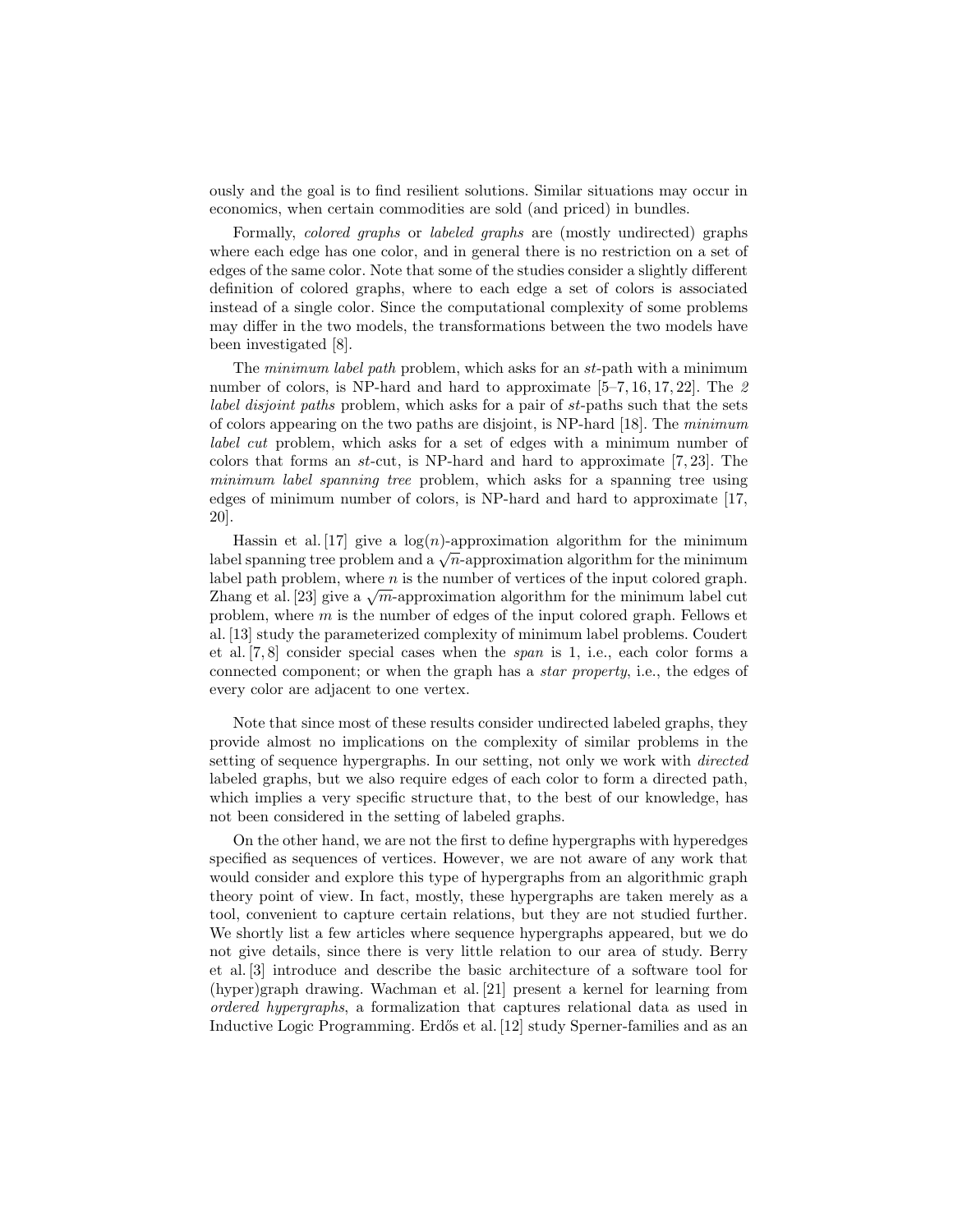ously and the goal is to find resilient solutions. Similar situations may occur in economics, when certain commodities are sold (and priced) in bundles.

Formally, *colored graphs* or *labeled graphs* are (mostly undirected) graphs where each edge has one color, and in general there is no restriction on a set of edges of the same color. Note that some of the studies consider a slightly different definition of colored graphs, where to each edge a set of colors is associated instead of a single color. Since the computational complexity of some problems may differ in the two models, the transformations between the two models have been investigated [8].

The *minimum label path* problem, which asks for an $st$-path with a minimum number of colors, is NP-hard and hard to approximate [5–7, 16, 17, 22]. The *2 label disjoint paths* problem, which asks for a pair of $st$-paths such that the sets of colors appearing on the two paths are disjoint, is NP-hard [18]. The *minimum label cut* problem, which asks for a set of edges with a minimum number of colors that forms an $st$-cut, is NP-hard and hard to approximate [7, 23]. The *minimum label spanning tree* problem, which asks for a spanning tree using edges of minimum number of colors, is NP-hard and hard to approximate [17, 20].

Hassin et al. [17] give a $\log(n)$-approximation algorithm for the minimum label spanning tree problem and a $\sqrt{n}$-approximation algorithm for the minimum label path problem, where $n$ is the number of vertices of the input colored graph. Zhang et al. [23] give a $\sqrt{m}$-approximation algorithm for the minimum label cut problem, where $m$ is the number of edges of the input colored graph. Fellows et al. [13] study the parameterized complexity of minimum label problems. Coudert et al. [7, 8] consider special cases when the *span* is 1, i.e., each color forms a connected component; or when the graph has a *star property*, i.e., the edges of every color are adjacent to one vertex.

Note that since most of these results consider undirected labeled graphs, they provide almost no implications on the complexity of similar problems in the setting of sequence hypergraphs. In our setting, not only we work with *directed* labeled graphs, but we also require edges of each color to form a directed path, which implies a very specific structure that, to the best of our knowledge, has not been considered in the setting of labeled graphs.

On the other hand, we are not the first to define hypergraphs with hyperedges specified as sequences of vertices. However, we are not aware of any work that would consider and explore this type of hypergraphs from an algorithmic graph theory point of view. In fact, mostly, these hypergraphs are taken merely as a tool, convenient to capture certain relations, but they are not studied further. We shortly list a few articles where sequence hypergraphs appeared, but we do not give details, since there is very little relation to our area of study. Berry et al. [3] introduce and describe the basic architecture of a software tool for (hyper)graph drawing. Wachman et al. [21] present a kernel for learning from *ordered hypergraphs*, a formalization that captures relational data as used in Inductive Logic Programming. Erdős et al. [12] study Sperner-families and as an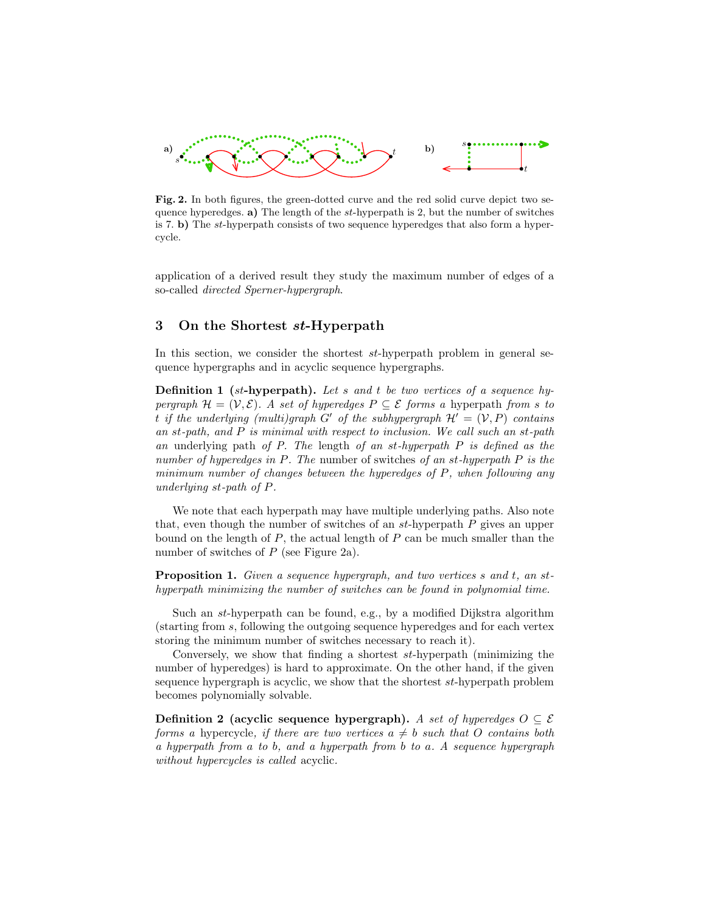**Fig. 2.** In both figures, the green-dotted curve and the red solid curve depict two sequence hyperedges. **a)** The length of the *st*-hyperpath is 2, but the number of switches is 7. **b)** The *st*-hyperpath consists of two sequence hyperedges that also form a hypercycle.

application of a derived result they study the maximum number of edges of a so-called *directed Sperner-hypergraph*.

## 3 On the Shortest *st*-Hyperpath

In this section, we consider the shortest *st*-hyperpath problem in general sequence hypergraphs and in acyclic sequence hypergraphs.

**Definition 1 (*st*-hyperpath).** *Let $s$ and $t$ be two vertices of a sequence hypergraph $\mathcal{H} = (\mathcal{V}, \mathcal{E})$. A set of hyperedges $P \subseteq \mathcal{E}$ forms a* hyperpath *from $s$ to $t$ if the underlying (multi)graph $G'$ of the subhypergraph $\mathcal{H}' = (\mathcal{V}, P)$ contains an st-path, and $P$ is minimal with respect to inclusion. We call such an st-path an* underlying path *of $P$. The* length *of an st-hyperpath $P$ is defined as the number of hyperedges in $P$. The* number of switches *of an st-hyperpath $P$ is the minimum number of changes between the hyperedges of $P$, when following any underlying st-path of $P$.*

We note that each hyperpath may have multiple underlying paths. Also note that, even though the number of switches of an *st*-hyperpath $P$ gives an upper bound on the length of $P$, the actual length of $P$ can be much smaller than the number of switches of $P$ (see Figure 2a).

**Proposition 1.** *Given a sequence hypergraph, and two vertices $s$ and $t$, an st-hyperpath minimizing the number of switches can be found in polynomial time.*

Such an *st*-hyperpath can be found, e.g., by a modified Dijkstra algorithm (starting from $s$, following the outgoing sequence hyperedges and for each vertex storing the minimum number of switches necessary to reach it).

Conversely, we show that finding a shortest *st*-hyperpath (minimizing the number of hyperedges) is hard to approximate. On the other hand, if the given sequence hypergraph is acyclic, we show that the shortest *st*-hyperpath problem becomes polynomially solvable.

**Definition 2 (acyclic sequence hypergraph).** *A set of hyperedges $O \subseteq \mathcal{E}$ forms a* hypercycle, *if there are two vertices $a \neq b$ such that $O$ contains both a hyperpath from $a$ to $b$, and a hyperpath from $b$ to $a$. A sequence hypergraph without hypercycles is called* acyclic.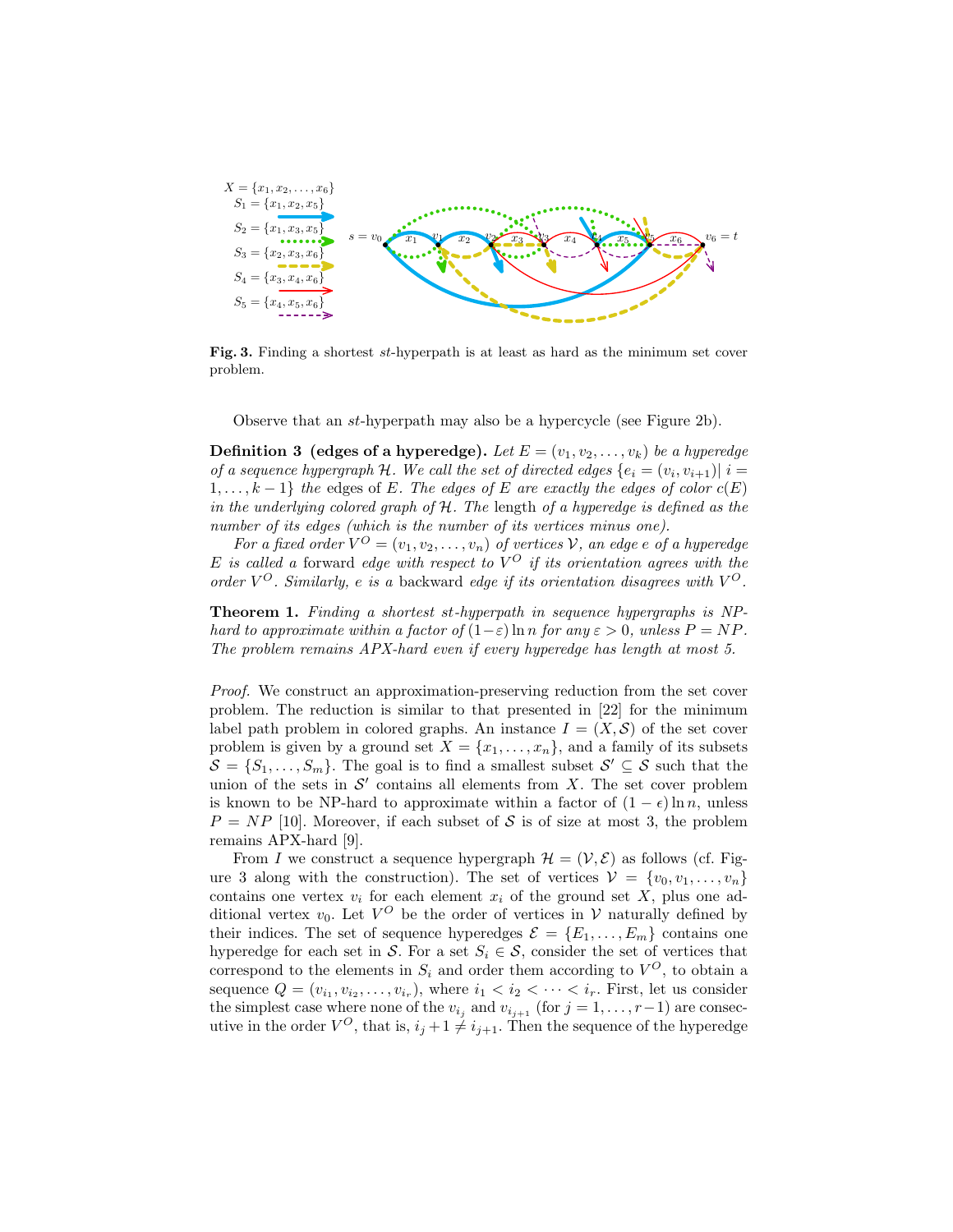$X = \{x_1, x_2, \ldots, x_6\}$
$S_1 = \{x_1, x_2, x_5\}$
$S_2 = \{x_1, x_3, x_5\}$
$S_3 = \{x_2, x_3, x_6\}$
$S_4 = \{x_3, x_4, x_6\}$
$S_5 = \{x_4, x_5, x_6\}$

**Fig. 3.** Finding a shortest *st*-hyperpath is at least as hard as the minimum set cover problem.

Observe that an *st*-hyperpath may also be a hypercycle (see Figure 2b).

**Definition 3 (edges of a hyperedge).** *Let $E = (v_1, v_2, \ldots, v_k)$ be a hyperedge of a sequence hypergraph $\mathcal{H}$. We call the set of directed edges $\{e_i = (v_i, v_{i+1}) | \ i = 1, \ldots, k-1\}$ the* edges *of $E$. The edges of $E$ are exactly the edges of color $c(E)$ in the underlying colored graph of $\mathcal{H}$. The* length *of a hyperedge is defined as the number of its edges (which is the number of its vertices minus one).*

*For a fixed order $V^O = (v_1, v_2, \ldots, v_n)$ of vertices $\mathcal{V}$, an edge $e$ of a hyperedge $E$ is called a* forward *edge with respect to $V^O$ if its orientation agrees with the order $V^O$. Similarly, $e$ is a* backward *edge if its orientation disagrees with $V^O$.*

**Theorem 1.** *Finding a shortest st-hyperpath in sequence hypergraphs is NP-hard to approximate within a factor of $(1-\varepsilon)\ln n$ for any $\varepsilon > 0$, unless $P = NP$. The problem remains APX-hard even if every hyperedge has length at most 5.*

*Proof.* We construct an approximation-preserving reduction from the set cover problem. The reduction is similar to that presented in [22] for the minimum label path problem in colored graphs. An instance $I = (X, \mathcal{S})$ of the set cover problem is given by a ground set $X = \{x_1, \ldots, x_n\}$, and a family of its subsets $\mathcal{S} = \{S_1, \ldots, S_m\}$. The goal is to find a smallest subset $\mathcal{S}' \subseteq \mathcal{S}$ such that the union of the sets in $\mathcal{S}'$ contains all elements from $X$. The set cover problem is known to be NP-hard to approximate within a factor of $(1-\epsilon)\ln n$, unless $P = NP$ [10]. Moreover, if each subset of $\mathcal{S}$ is of size at most 3, the problem remains APX-hard [9].

From $I$ we construct a sequence hypergraph $\mathcal{H} = (\mathcal{V}, \mathcal{E})$ as follows (cf. Figure 3 along with the construction). The set of vertices $\mathcal{V} = \{v_0, v_1, \ldots, v_n\}$ contains one vertex $v_i$ for each element $x_i$ of the ground set $X$, plus one additional vertex $v_0$. Let $V^O$ be the order of vertices in $\mathcal{V}$ naturally defined by their indices. The set of sequence hyperedges $\mathcal{E} = \{E_1, \ldots, E_m\}$ contains one hyperedge for each set in $\mathcal{S}$. For a set $S_i \in \mathcal{S}$, consider the set of vertices that correspond to the elements in $S_i$ and order them according to $V^O$, to obtain a sequence $Q = (v_{i_1}, v_{i_2}, \ldots, v_{i_r})$, where $i_1 < i_2 < \cdots < i_r$. First, let us consider the simplest case where none of the $v_{i_j}$ and $v_{i_{j+1}}$ (for $j = 1, \ldots, r-1$) are consecutive in the order $V^O$, that is, $i_j + 1 \neq i_{j+1}$. Then the sequence of the hyperedge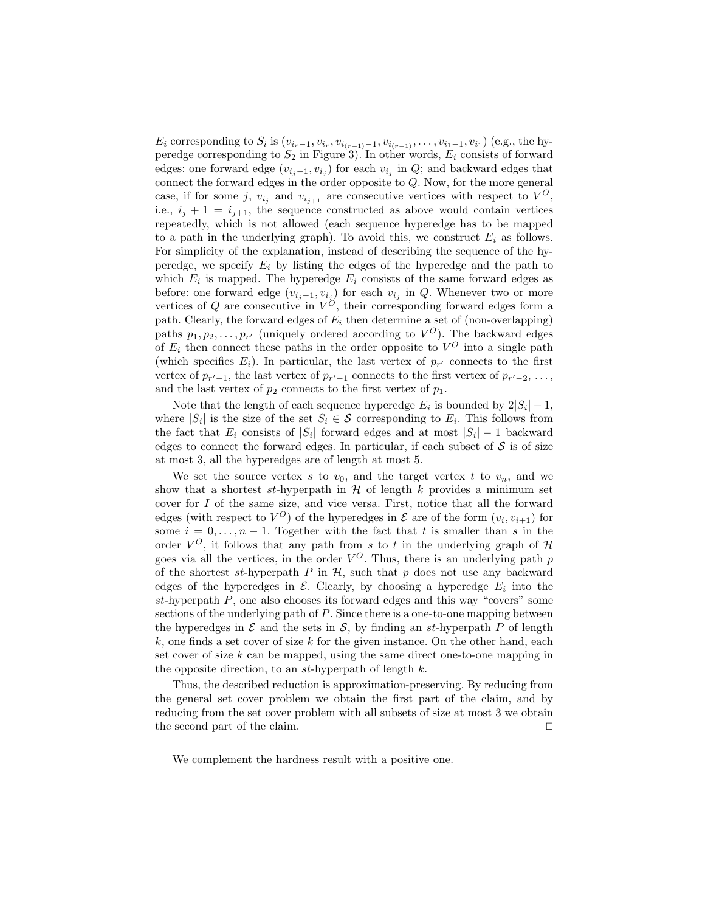$E_i$ corresponding to $S_i$ is $(v_{i_r-1}, v_{i_r}, v_{i_{(r-1)}-1}, v_{i_{(r-1)}}, \ldots, v_{i_1-1}, v_{i_1})$ (e.g., the hyperedge corresponding to $S_2$ in Figure 3). In other words, $E_i$ consists of forward edges: one forward edge $(v_{i_j-1}, v_{i_j})$ for each $v_{i_j}$ in $Q$; and backward edges that connect the forward edges in the order opposite to $Q$. Now, for the more general case, if for some $j$, $v_{i_j}$ and $v_{i_{j+1}}$ are consecutive vertices with respect to $V^O$, i.e., $i_j + 1 = i_{j+1}$, the sequence constructed as above would contain vertices repeatedly, which is not allowed (each sequence hyperedge has to be mapped to a path in the underlying graph). To avoid this, we construct $E_i$ as follows. For simplicity of the explanation, instead of describing the sequence of the hyperedge, we specify $E_i$ by listing the edges of the hyperedge and the path to which $E_i$ is mapped. The hyperedge $E_i$ consists of the same forward edges as before: one forward edge $(v_{i_j-1}, v_{i_j})$ for each $v_{i_j}$ in $Q$. Whenever two or more vertices of $Q$ are consecutive in $V^O$, their corresponding forward edges form a path. Clearly, the forward edges of $E_i$ then determine a set of (non-overlapping) paths $p_1, p_2, \ldots, p_{r'}$ (uniquely ordered according to $V^O$). The backward edges of $E_i$ then connect these paths in the order opposite to $V^O$ into a single path (which specifies $E_i$). In particular, the last vertex of $p_{r'}$ connects to the first vertex of $p_{r'-1}$, the last vertex of $p_{r'-1}$ connects to the first vertex of $p_{r'-2}$, $\ldots$, and the last vertex of $p_2$ connects to the first vertex of $p_1$.

Note that the length of each sequence hyperedge $E_i$ is bounded by $2|S_i| - 1$, where $|S_i|$ is the size of the set $S_i \in \mathcal{S}$ corresponding to $E_i$. This follows from the fact that $E_i$ consists of $|S_i|$ forward edges and at most $|S_i| - 1$ backward edges to connect the forward edges. In particular, if each subset of $\mathcal{S}$ is of size at most 3, all the hyperedges are of length at most 5.

We set the source vertex $s$ to $v_0$, and the target vertex $t$ to $v_n$, and we show that a shortest $st$-hyperpath in $\mathcal{H}$ of length $k$ provides a minimum set cover for $I$ of the same size, and vice versa. First, notice that all the forward edges (with respect to $V^O$) of the hyperedges in $\mathcal{E}$ are of the form $(v_i, v_{i+1})$ for some $i = 0, \ldots, n-1$. Together with the fact that $t$ is smaller than $s$ in the order $V^O$, it follows that any path from $s$ to $t$ in the underlying graph of $\mathcal{H}$ goes via all the vertices, in the order $V^O$. Thus, there is an underlying path $p$ of the shortest $st$-hyperpath $P$ in $\mathcal{H}$, such that $p$ does not use any backward edges of the hyperedges in $\mathcal{E}$. Clearly, by choosing a hyperedge $E_i$ into the $st$-hyperpath $P$, one also chooses its forward edges and this way "covers" some sections of the underlying path of $P$. Since there is a one-to-one mapping between the hyperedges in $\mathcal{E}$ and the sets in $\mathcal{S}$, by finding an $st$-hyperpath $P$ of length $k$, one finds a set cover of size $k$ for the given instance. On the other hand, each set cover of size $k$ can be mapped, using the same direct one-to-one mapping in the opposite direction, to an $st$-hyperpath of length $k$.

Thus, the described reduction is approximation-preserving. By reducing from the general set cover problem we obtain the first part of the claim, and by reducing from the set cover problem with all subsets of size at most 3 we obtain the second part of the claim. $\square$

We complement the hardness result with a positive one.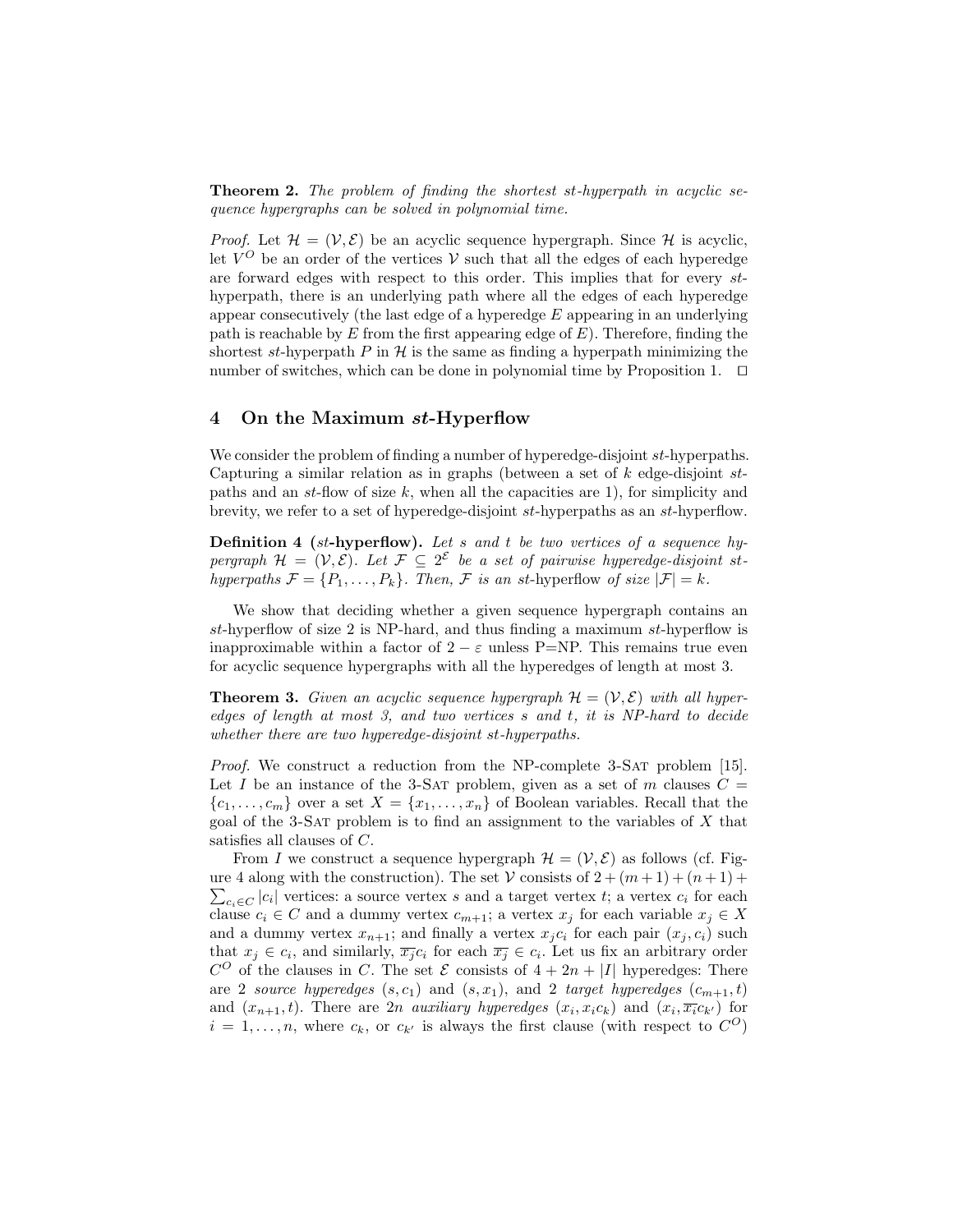**Theorem 2.** *The problem of finding the shortest st-hyperpath in acyclic sequence hypergraphs can be solved in polynomial time.*

*Proof.* Let $\mathcal{H} = (\mathcal{V}, \mathcal{E})$ be an acyclic sequence hypergraph. Since $\mathcal{H}$ is acyclic, let $V^O$ be an order of the vertices $\mathcal{V}$ such that all the edges of each hyperedge are forward edges with respect to this order. This implies that for every $st$-hyperpath, there is an underlying path where all the edges of each hyperedge appear consecutively (the last edge of a hyperedge $E$ appearing in an underlying path is reachable by $E$ from the first appearing edge of $E$). Therefore, finding the shortest $st$-hyperpath $P$ in $\mathcal{H}$ is the same as finding a hyperpath minimizing the number of switches, which can be done in polynomial time by Proposition 1. $\square$

## 4 On the Maximum *st*-Hyperflow

We consider the problem of finding a number of hyperedge-disjoint $st$-hyperpaths. Capturing a similar relation as in graphs (between a set of $k$ edge-disjoint $st$-paths and an $st$-flow of size $k$, when all the capacities are 1), for simplicity and brevity, we refer to a set of hyperedge-disjoint $st$-hyperpaths as an $st$-hyperflow.

**Definition 4 (*st*-hyperflow).** *Let $s$ and $t$ be two vertices of a sequence hypergraph $\mathcal{H} = (\mathcal{V}, \mathcal{E})$. Let $\mathcal{F} \subseteq 2^{\mathcal{E}}$ be a set of pairwise hyperedge-disjoint st-hyperpaths $\mathcal{F} = \{P_1, \ldots, P_k\}$. Then, $\mathcal{F}$ is an st-hyperflow of size $|\mathcal{F}| = k$.*

We show that deciding whether a given sequence hypergraph contains an $st$-hyperflow of size 2 is NP-hard, and thus finding a maximum $st$-hyperflow is inapproximable within a factor of $2 - \varepsilon$ unless P=NP. This remains true even for acyclic sequence hypergraphs with all the hyperedges of length at most 3.

**Theorem 3.** *Given an acyclic sequence hypergraph $\mathcal{H} = (\mathcal{V}, \mathcal{E})$ with all hyperedges of length at most 3, and two vertices s and t, it is NP-hard to decide whether there are two hyperedge-disjoint st-hyperpaths.*

*Proof.* We construct a reduction from the NP-complete 3-Sat problem [15]. Let $I$ be an instance of the 3-Sat problem, given as a set of $m$ clauses $C = \{c_1, \ldots, c_m\}$ over a set $X = \{x_1, \ldots, x_n\}$ of Boolean variables. Recall that the goal of the 3-Sat problem is to find an assignment to the variables of $X$ that satisfies all clauses of $C$.

From $I$ we construct a sequence hypergraph $\mathcal{H} = (\mathcal{V}, \mathcal{E})$ as follows (cf. Figure 4 along with the construction). The set $\mathcal{V}$ consists of $2 + (m+1) + (n+1) + \sum_{c_i \in C} |c_i|$ vertices: a source vertex $s$ and a target vertex $t$; a vertex $c_i$ for each clause $c_i \in C$ and a dummy vertex $c_{m+1}$; a vertex $x_j$ for each variable $x_j \in X$ and a dummy vertex $x_{n+1}$; and finally a vertex $x_j c_i$ for each pair $(x_j, c_i)$ such that $x_j \in c_i$, and similarly, $\overline{x_j} c_i$ for each $\overline{x_j} \in c_i$. Let us fix an arbitrary order $C^O$ of the clauses in $C$. The set $\mathcal{E}$ consists of $4 + 2n + |I|$ hyperedges: There are 2 *source hyperedges* $(s, c_1)$ and $(s, x_1)$, and 2 *target hyperedges* $(c_{m+1}, t)$ and $(x_{n+1}, t)$. There are $2n$ *auxiliary hyperedges* $(x_i, x_i c_k)$ and $(x_i, \overline{x_i} c_{k'})$ for $i = 1, \ldots, n$, where $c_k$, or $c_{k'}$ is always the first clause (with respect to $C^O$)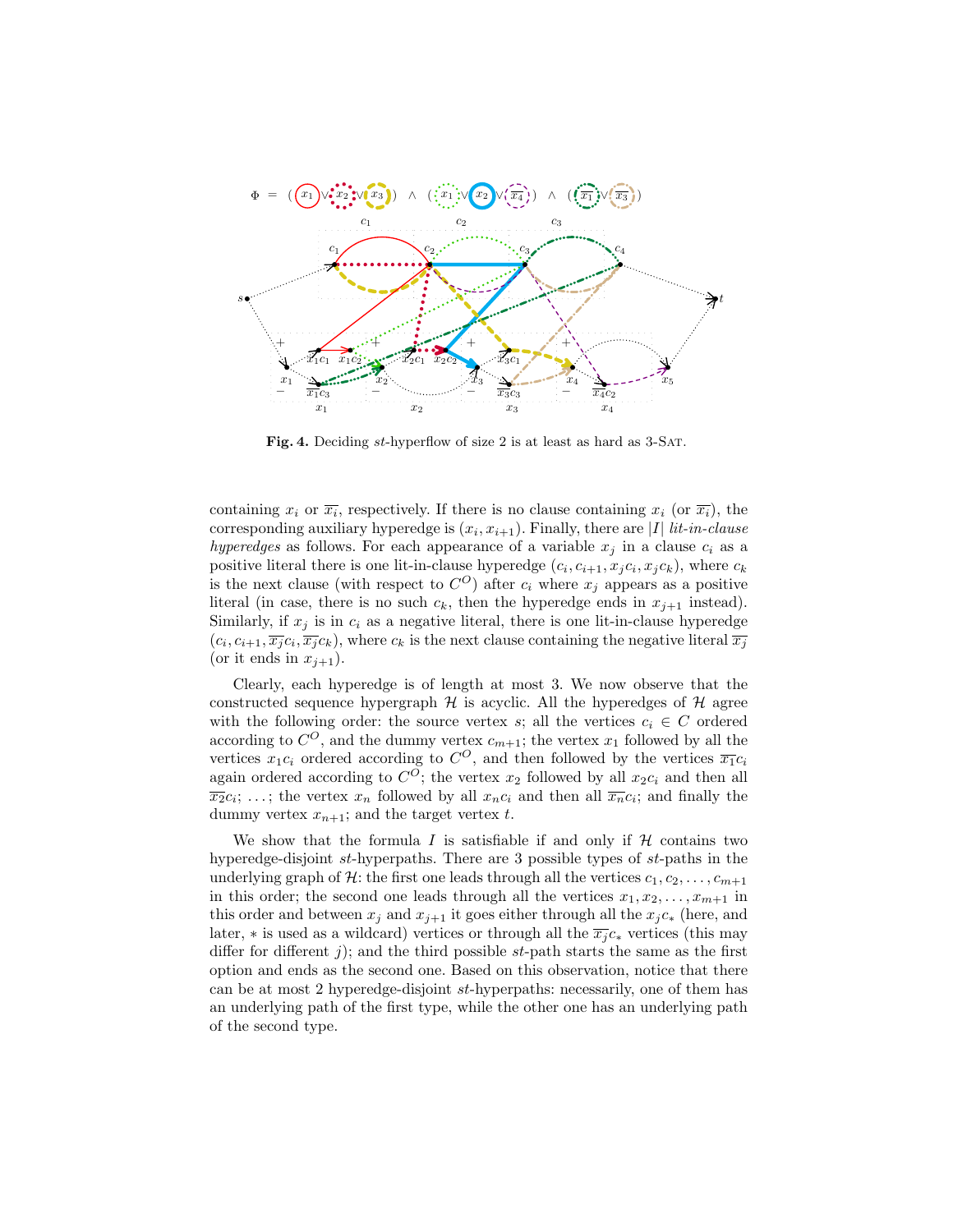**Fig. 4.** Deciding $st$-hyperflow of size 2 is at least as hard as 3-Sat.

containing $x_i$ or $\overline{x_i}$, respectively. If there is no clause containing $x_i$ (or $\overline{x_i}$), the corresponding auxiliary hyperedge is $(x_i, x_{i+1})$. Finally, there are $|I|$ *lit-in-clause hyperedges* as follows. For each appearance of a variable $x_j$ in a clause $c_i$ as a positive literal there is one lit-in-clause hyperedge $(c_i, c_{i+1}, x_j c_i, x_j c_k)$, where $c_k$ is the next clause (with respect to $C^O$) after $c_i$ where $x_j$ appears as a positive literal (in case, there is no such $c_k$, then the hyperedge ends in $x_{j+1}$ instead). Similarly, if $x_j$ is in $c_i$ as a negative literal, there is one lit-in-clause hyperedge $(c_i, c_{i+1}, \overline{x_j} c_i, \overline{x_j} c_k)$, where $c_k$ is the next clause containing the negative literal $\overline{x_j}$ (or it ends in $x_{j+1}$).

Clearly, each hyperedge is of length at most 3. We now observe that the constructed sequence hypergraph $\mathcal{H}$ is acyclic. All the hyperedges of $\mathcal{H}$ agree with the following order: the source vertex $s$; all the vertices $c_i \in C$ ordered according to $C^O$, and the dummy vertex $c_{m+1}$; the vertex $x_1$ followed by all the vertices $x_1 c_i$ ordered according to $C^O$, and then followed by the vertices $\overline{x_1} c_i$ again ordered according to $C^O$; the vertex $x_2$ followed by all $x_2 c_i$ and then all $\overline{x_2} c_i$; $\ldots$; the vertex $x_n$ followed by all $x_n c_i$ and then all $\overline{x_n} c_i$; and finally the dummy vertex $x_{n+1}$; and the target vertex $t$.

We show that the formula $I$ is satisfiable if and only if $\mathcal{H}$ contains two hyperedge-disjoint $st$-hyperpaths. There are 3 possible types of $st$-paths in the underlying graph of $\mathcal{H}$: the first one leads through all the vertices $c_1, c_2, \ldots, c_{m+1}$ in this order; the second one leads through all the vertices $x_1, x_2, \ldots, x_{m+1}$ in this order and between $x_j$ and $x_{j+1}$ it goes either through all the $x_j c_*$ (here, and later, $*$ is used as a wildcard) vertices or through all the $\overline{x_j} c_*$ vertices (this may differ for different $j$); and the third possible $st$-path starts the same as the first option and ends as the second one. Based on this observation, notice that there can be at most 2 hyperedge-disjoint $st$-hyperpaths: necessarily, one of them has an underlying path of the first type, while the other one has an underlying path of the second type.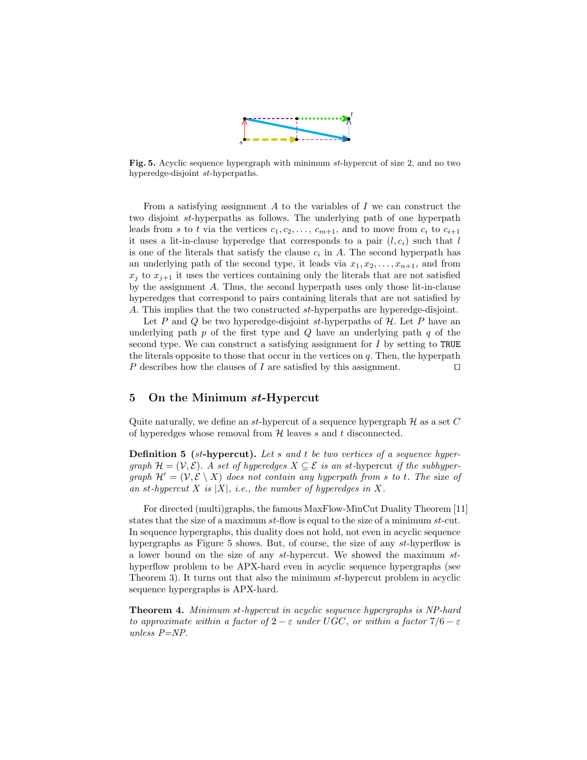**Fig. 5.** Acyclic sequence hypergraph with minimum $st$-hypercut of size 2, and no two hyperedge-disjoint $st$-hyperpaths.

From a satisfying assignment $A$ to the variables of $I$ we can construct the two disjoint $st$-hyperpaths as follows. The underlying path of one hyperpath leads from $s$ to $t$ via the vertices $c_1, c_2, \ldots, c_{m+1}$, and to move from $c_i$ to $c_{i+1}$ it uses a lit-in-clause hyperedge that corresponds to a pair $(l, c_i)$ such that $l$ is one of the literals that satisfy the clause $c_i$ in $A$. The second hyperpath has an underlying path of the second type, it leads via $x_1, x_2, \ldots, x_{n+1}$, and from $x_j$ to $x_{j+1}$ it uses the vertices containing only the literals that are not satisfied by the assignment $A$. Thus, the second hyperpath uses only those lit-in-clause hyperedges that correspond to pairs containing literals that are not satisfied by $A$. This implies that the two constructed $st$-hyperpaths are hyperedge-disjoint.

Let $P$ and $Q$ be two hyperedge-disjoint $st$-hyperpaths of $\mathcal{H}$. Let $P$ have an underlying path $p$ of the first type and $Q$ have an underlying path $q$ of the second type. We can construct a satisfying assignment for $I$ by setting to `TRUE` the literals opposite to those that occur in the vertices on $q$. Then, the hyperpath $P$ describes how the clauses of $I$ are satisfied by this assignment. □

## 5 On the Minimum *st*-Hypercut

Quite naturally, we define an $st$-hypercut of a sequence hypergraph $\mathcal{H}$ as a set $C$ of hyperedges whose removal from $\mathcal{H}$ leaves $s$ and $t$ disconnected.

**Definition 5 ($st$-hypercut).** *Let $s$ and $t$ be two vertices of a sequence hypergraph $\mathcal{H} = (\mathcal{V}, \mathcal{E})$. A set of hyperedges $X \subseteq \mathcal{E}$ is an* $st$-hypercut *if the subhypergraph $\mathcal{H}' = (\mathcal{V}, \mathcal{E} \setminus X)$ does not contain any hyperpath from $s$ to $t$. The* size *of an $st$-hypercut $X$ is $|X|$, i.e., the number of hyperedges in $X$.*

For directed (multi)graphs, the famous MaxFlow-MinCut Duality Theorem [11] states that the size of a maximum $st$-flow is equal to the size of a minimum $st$-cut. In sequence hypergraphs, this duality does not hold, not even in acyclic sequence hypergraphs as Figure 5 shows. But, of course, the size of any $st$-hyperflow is a lower bound on the size of any $st$-hypercut. We showed the maximum $st$-hyperflow problem to be APX-hard even in acyclic sequence hypergraphs (see Theorem 3). It turns out that also the minimum $st$-hypercut problem in acyclic sequence hypergraphs is APX-hard.

**Theorem 4.** *Minimum $st$-hypercut in acyclic sequence hypergraphs is NP-hard to approximate within a factor of $2 - \varepsilon$ under UGC, or within a factor $7/6 - \varepsilon$ unless P=NP.*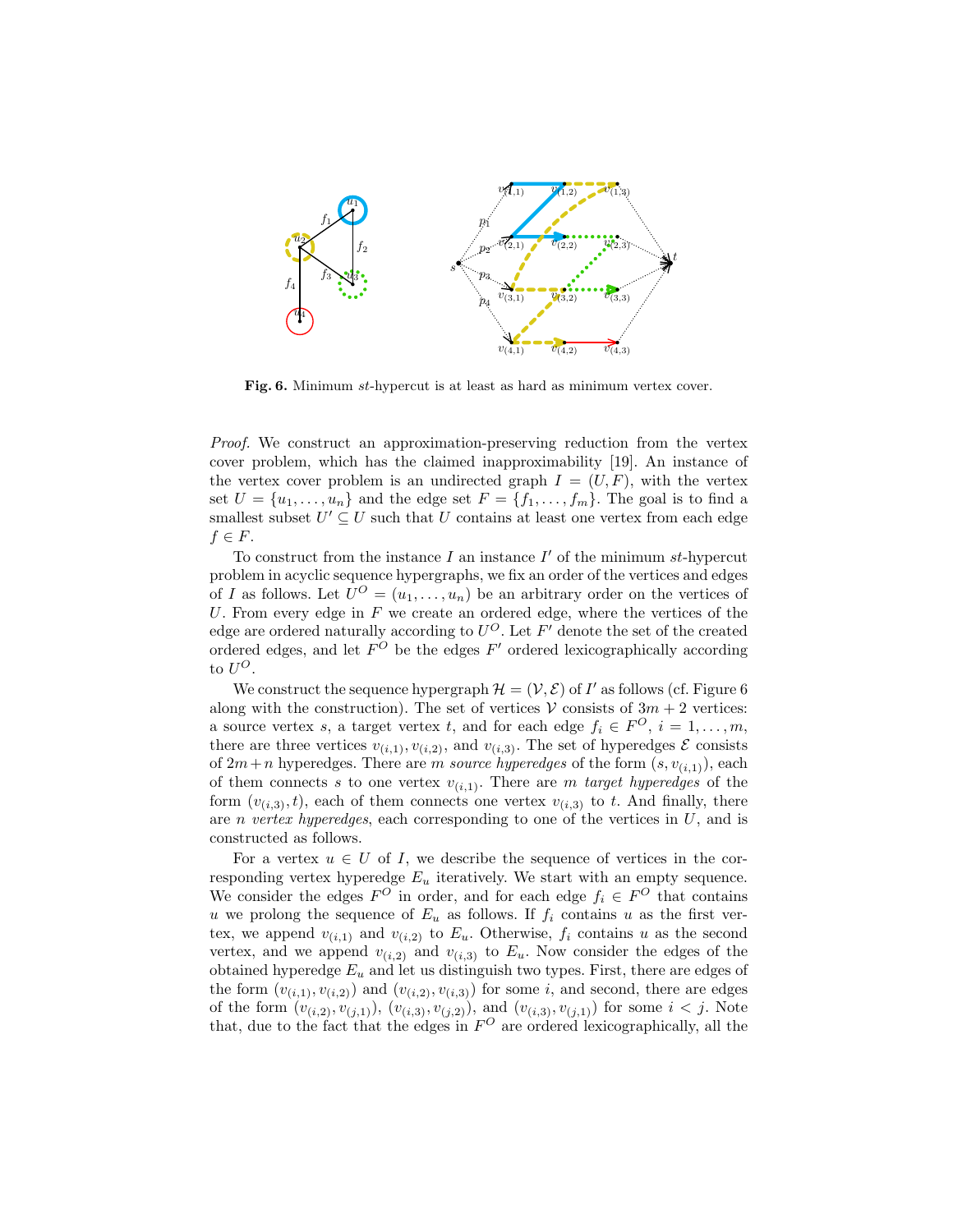**Fig. 6.** Minimum $st$-hypercut is at least as hard as minimum vertex cover.

*Proof.* We construct an approximation-preserving reduction from the vertex cover problem, which has the claimed inapproximability [19]. An instance of the vertex cover problem is an undirected graph $I = (U, F)$, with the vertex set $U = \{u_1, \ldots, u_n\}$ and the edge set $F = \{f_1, \ldots, f_m\}$. The goal is to find a smallest subset $U' \subseteq U$ such that $U$ contains at least one vertex from each edge $f \in F$.

To construct from the instance $I$ an instance $I'$ of the minimum $st$-hypercut problem in acyclic sequence hypergraphs, we fix an order of the vertices and edges of $I$ as follows. Let $U^O = (u_1, \ldots, u_n)$ be an arbitrary order on the vertices of $U$. From every edge in $F$ we create an ordered edge, where the vertices of the edge are ordered naturally according to $U^O$. Let $F'$ denote the set of the created ordered edges, and let $F^O$ be the edges $F'$ ordered lexicographically according to $U^O$.

We construct the sequence hypergraph $\mathcal{H} = (\mathcal{V}, \mathcal{E})$ of $I'$ as follows (cf. Figure 6 along with the construction). The set of vertices $\mathcal{V}$ consists of $3m + 2$ vertices: a source vertex $s$, a target vertex $t$, and for each edge $f_i \in F^O$, $i = 1, \ldots, m$, there are three vertices $v_{(i,1)}, v_{(i,2)}$, and $v_{(i,3)}$. The set of hyperedges $\mathcal{E}$ consists of $2m+n$ hyperedges. There are $m$ *source hyperedges* of the form $(s, v_{(i,1)})$, each of them connects $s$ to one vertex $v_{(i,1)}$. There are $m$ *target hyperedges* of the form $(v_{(i,3)}, t)$, each of them connects one vertex $v_{(i,3)}$ to $t$. And finally, there are $n$ *vertex hyperedges*, each corresponding to one of the vertices in $U$, and is constructed as follows.

For a vertex $u \in U$ of $I$, we describe the sequence of vertices in the corresponding vertex hyperedge $E_u$ iteratively. We start with an empty sequence. We consider the edges $F^O$ in order, and for each edge $f_i \in F^O$ that contains $u$ we prolong the sequence of $E_u$ as follows. If $f_i$ contains $u$ as the first vertex, we append $v_{(i,1)}$ and $v_{(i,2)}$ to $E_u$. Otherwise, $f_i$ contains $u$ as the second vertex, and we append $v_{(i,2)}$ and $v_{(i,3)}$ to $E_u$. Now consider the edges of the obtained hyperedge $E_u$ and let us distinguish two types. First, there are edges of the form $(v_{(i,1)}, v_{(i,2)})$ and $(v_{(i,2)}, v_{(i,3)})$ for some $i$, and second, there are edges of the form $(v_{(i,2)}, v_{(j,1)})$, $(v_{(i,3)}, v_{(j,2)})$, and $(v_{(i,3)}, v_{(j,1)})$ for some $i < j$. Note that, due to the fact that the edges in $F^O$ are ordered lexicographically, all the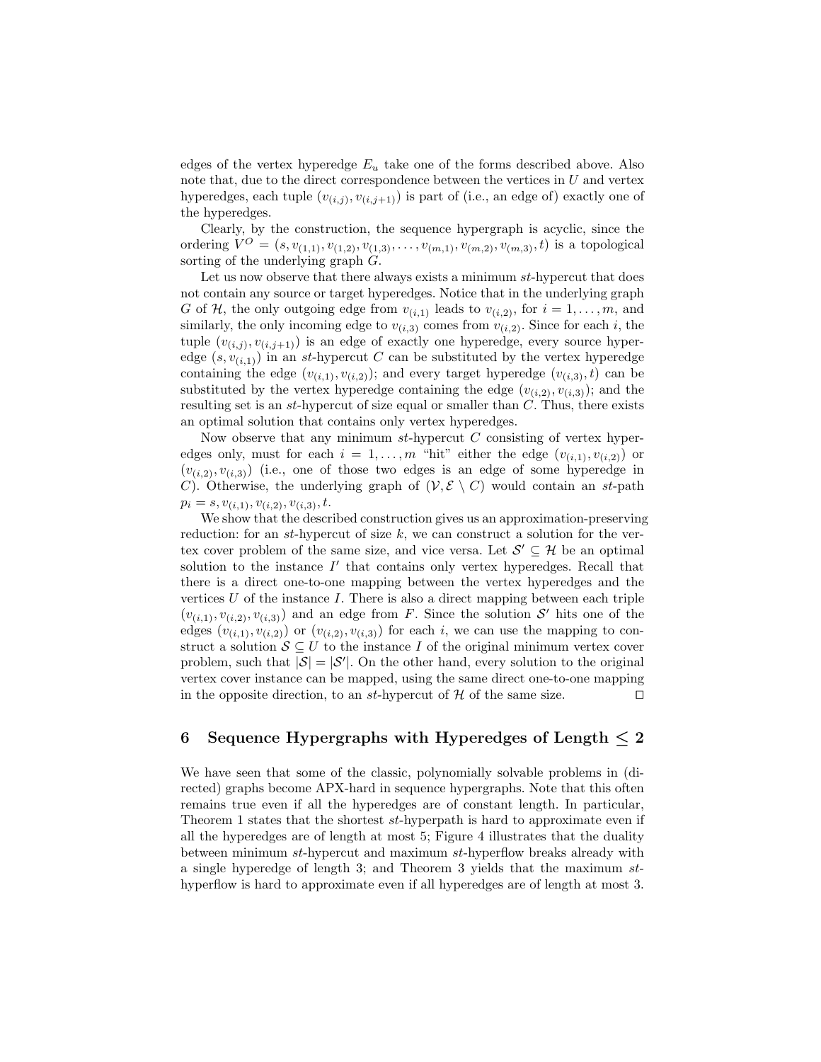edges of the vertex hyperedge $E_u$ take one of the forms described above. Also note that, due to the direct correspondence between the vertices in $U$ and vertex hyperedges, each tuple $(v_{(i,j)}, v_{(i,j+1)})$ is part of (i.e., an edge of) exactly one of the hyperedges.

Clearly, by the construction, the sequence hypergraph is acyclic, since the ordering $V^O = (s, v_{(1,1)}, v_{(1,2)}, v_{(1,3)}, \ldots, v_{(m,1)}, v_{(m,2)}, v_{(m,3)}, t)$ is a topological sorting of the underlying graph $G$.

Let us now observe that there always exists a minimum $st$-hypercut that does not contain any source or target hyperedges. Notice that in the underlying graph $G$ of $\mathcal{H}$, the only outgoing edge from $v_{(i,1)}$ leads to $v_{(i,2)}$, for $i = 1, \ldots, m$, and similarly, the only incoming edge to $v_{(i,3)}$ comes from $v_{(i,2)}$. Since for each $i$, the tuple $(v_{(i,j)}, v_{(i,j+1)})$ is an edge of exactly one hyperedge, every source hyperedge $(s, v_{(i,1)})$ in an $st$-hypercut $C$ can be substituted by the vertex hyperedge containing the edge $(v_{(i,1)}, v_{(i,2)})$; and every target hyperedge $(v_{(i,3)}, t)$ can be substituted by the vertex hyperedge containing the edge $(v_{(i,2)}, v_{(i,3)})$; and the resulting set is an $st$-hypercut of size equal or smaller than $C$. Thus, there exists an optimal solution that contains only vertex hyperedges.

Now observe that any minimum $st$-hypercut $C$ consisting of vertex hyperedges only, must for each $i = 1, \ldots, m$ "hit" either the edge $(v_{(i,1)}, v_{(i,2)})$ or $(v_{(i,2)}, v_{(i,3)})$ (i.e., one of those two edges is an edge of some hyperedge in $C$). Otherwise, the underlying graph of $(\mathcal{V}, \mathcal{E} \setminus C)$ would contain an $st$-path $p_i = s, v_{(i,1)}, v_{(i,2)}, v_{(i,3)}, t$.

We show that the described construction gives us an approximation-preserving reduction: for an $st$-hypercut of size $k$, we can construct a solution for the vertex cover problem of the same size, and vice versa. Let $\mathcal{S}' \subseteq \mathcal{H}$ be an optimal solution to the instance $I'$ that contains only vertex hyperedges. Recall that there is a direct one-to-one mapping between the vertex hyperedges and the vertices $U$ of the instance $I$. There is also a direct mapping between each triple $(v_{(i,1)}, v_{(i,2)}, v_{(i,3)})$ and an edge from $F$. Since the solution $\mathcal{S}'$ hits one of the edges $(v_{(i,1)}, v_{(i,2)})$ or $(v_{(i,2)}, v_{(i,3)})$ for each $i$, we can use the mapping to construct a solution $\mathcal{S} \subseteq U$ to the instance $I$ of the original minimum vertex cover problem, such that $|\mathcal{S}| = |\mathcal{S}'|$. On the other hand, every solution to the original vertex cover instance can be mapped, using the same direct one-to-one mapping in the opposite direction, to an $st$-hypercut of $\mathcal{H}$ of the same size. □

## 6 Sequence Hypergraphs with Hyperedges of Length $\leq 2$

We have seen that some of the classic, polynomially solvable problems in (directed) graphs become APX-hard in sequence hypergraphs. Note that this often remains true even if all the hyperedges are of constant length. In particular, Theorem 1 states that the shortest $st$-hyperpath is hard to approximate even if all the hyperedges are of length at most 5; Figure 4 illustrates that the duality between minimum $st$-hypercut and maximum $st$-hyperflow breaks already with a single hyperedge of length 3; and Theorem 3 yields that the maximum $st$-hyperflow is hard to approximate even if all hyperedges are of length at most 3.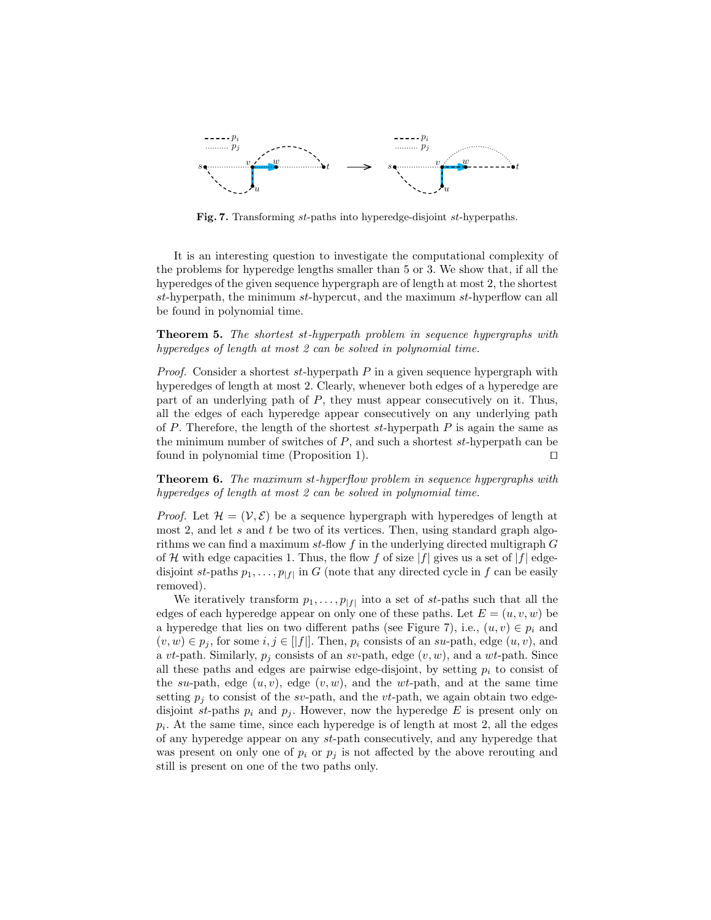Fig. 7. Transforming $st$-paths into hyperedge-disjoint $st$-hyperpaths.

It is an interesting question to investigate the computational complexity of the problems for hyperedge lengths smaller than 5 or 3. We show that, if all the hyperedges of the given sequence hypergraph are of length at most 2, the shortest $st$-hyperpath, the minimum $st$-hypercut, and the maximum $st$-hyperflow can all be found in polynomial time.

**Theorem 5.** *The shortest $st$-hyperpath problem in sequence hypergraphs with hyperedges of length at most 2 can be solved in polynomial time.*

*Proof.* Consider a shortest $st$-hyperpath $P$ in a given sequence hypergraph with hyperedges of length at most 2. Clearly, whenever both edges of a hyperedge are part of an underlying path of $P$, they must appear consecutively on it. Thus, all the edges of each hyperedge appear consecutively on any underlying path of $P$. Therefore, the length of the shortest $st$-hyperpath $P$ is again the same as the minimum number of switches of $P$, and such a shortest $st$-hyperpath can be found in polynomial time (Proposition 1). ☐

**Theorem 6.** *The maximum $st$-hyperflow problem in sequence hypergraphs with hyperedges of length at most 2 can be solved in polynomial time.*

*Proof.* Let $\mathcal{H} = (\mathcal{V}, \mathcal{E})$ be a sequence hypergraph with hyperedges of length at most 2, and let $s$ and $t$ be two of its vertices. Then, using standard graph algorithms we can find a maximum $st$-flow $f$ in the underlying directed multigraph $G$ of $\mathcal{H}$ with edge capacities 1. Thus, the flow $f$ of size $|f|$ gives us a set of $|f|$ edge-disjoint $st$-paths $p_1, \ldots, p_{|f|}$ in $G$ (note that any directed cycle in $f$ can be easily removed).

We iteratively transform $p_1, \ldots, p_{|f|}$ into a set of $st$-paths such that all the edges of each hyperedge appear on only one of these paths. Let $E = (u, v, w)$ be a hyperedge that lies on two different paths (see Figure 7), i.e., $(u, v) \in p_i$ and $(v, w) \in p_j$, for some $i, j \in [|f|]$. Then, $p_i$ consists of an $su$-path, edge $(u, v)$, and a $vt$-path. Similarly, $p_j$ consists of an $sv$-path, edge $(v, w)$, and a $wt$-path. Since all these paths and edges are pairwise edge-disjoint, by setting $p_i$ to consist of the $su$-path, edge $(u, v)$, edge $(v, w)$, and the $wt$-path, and at the same time setting $p_j$ to consist of the $sv$-path, and the $vt$-path, we again obtain two edge-disjoint $st$-paths $p_i$ and $p_j$. However, now the hyperedge $E$ is present only on $p_i$. At the same time, since each hyperedge is of length at most 2, all the edges of any hyperedge appear on any $st$-path consecutively, and any hyperedge that was present on only one of $p_i$ or $p_j$ is not affected by the above rerouting and still is present on one of the two paths only.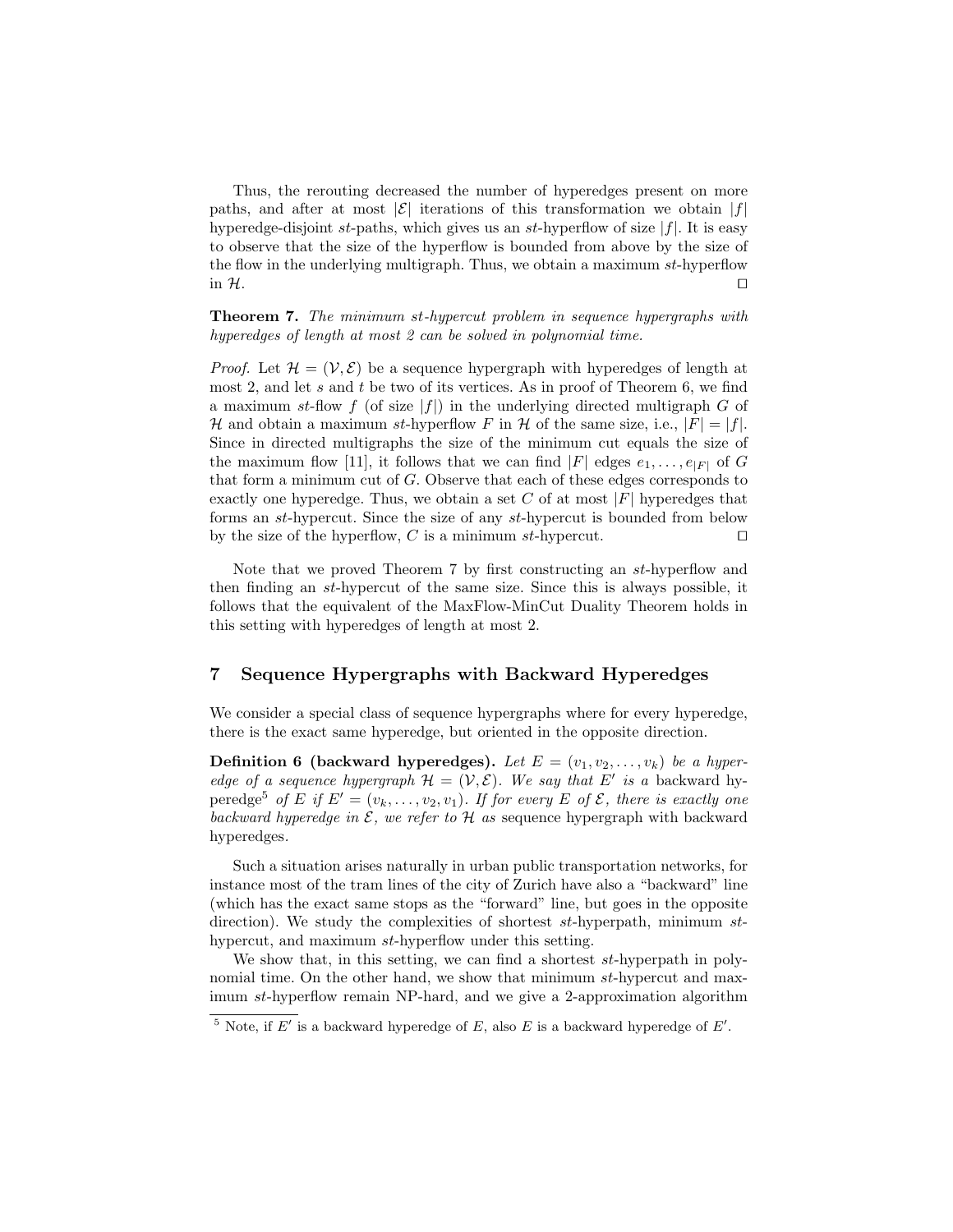Thus, the rerouting decreased the number of hyperedges present on more paths, and after at most $|\mathcal{E}|$ iterations of this transformation we obtain $|f|$ hyperedge-disjoint $st$-paths, which gives us an $st$-hyperflow of size $|f|$. It is easy to observe that the size of the hyperflow is bounded from above by the size of the flow in the underlying multigraph. Thus, we obtain a maximum $st$-hyperflow in $\mathcal{H}$. □

**Theorem 7.** *The minimum st-hypercut problem in sequence hypergraphs with hyperedges of length at most 2 can be solved in polynomial time.*

*Proof.* Let $\mathcal{H} = (\mathcal{V}, \mathcal{E})$ be a sequence hypergraph with hyperedges of length at most 2, and let $s$ and $t$ be two of its vertices. As in proof of Theorem 6, we find a maximum $st$-flow $f$ (of size $|f|$) in the underlying directed multigraph $G$ of $\mathcal{H}$ and obtain a maximum $st$-hyperflow $F$ in $\mathcal{H}$ of the same size, i.e., $|F| = |f|$. Since in directed multigraphs the size of the minimum cut equals the size of the maximum flow [11], it follows that we can find $|F|$ edges $e_1, \ldots, e_{|F|}$ of $G$ that form a minimum cut of $G$. Observe that each of these edges corresponds to exactly one hyperedge. Thus, we obtain a set $C$ of at most $|F|$ hyperedges that forms an $st$-hypercut. Since the size of any $st$-hypercut is bounded from below by the size of the hyperflow, $C$ is a minimum $st$-hypercut. □

Note that we proved Theorem 7 by first constructing an $st$-hyperflow and then finding an $st$-hypercut of the same size. Since this is always possible, it follows that the equivalent of the MaxFlow-MinCut Duality Theorem holds in this setting with hyperedges of length at most 2.

## 7 Sequence Hypergraphs with Backward Hyperedges

We consider a special class of sequence hypergraphs where for every hyperedge, there is the exact same hyperedge, but oriented in the opposite direction.

**Definition 6 (backward hyperedges).** *Let $E = (v_1, v_2, \ldots, v_k)$ be a hyperedge of a sequence hypergraph $\mathcal{H} = (\mathcal{V}, \mathcal{E})$. We say that $E'$ is a* backward hyperedge[5] *of $E$ if $E' = (v_k, \ldots, v_2, v_1)$. If for every $E$ of $\mathcal{E}$, there is exactly one backward hyperedge in $\mathcal{E}$, we refer to $\mathcal{H}$ as* sequence hypergraph with backward hyperedges.

Such a situation arises naturally in urban public transportation networks, for instance most of the tram lines of the city of Zurich have also a "backward" line (which has the exact same stops as the "forward" line, but goes in the opposite direction). We study the complexities of shortest $st$-hyperpath, minimum $st$-hypercut, and maximum $st$-hyperflow under this setting.

We show that, in this setting, we can find a shortest $st$-hyperpath in polynomial time. On the other hand, we show that minimum $st$-hypercut and maximum $st$-hyperflow remain NP-hard, and we give a 2-approximation algorithm

[5] Note, if $E'$ is a backward hyperedge of $E$, also $E$ is a backward hyperedge of $E'$.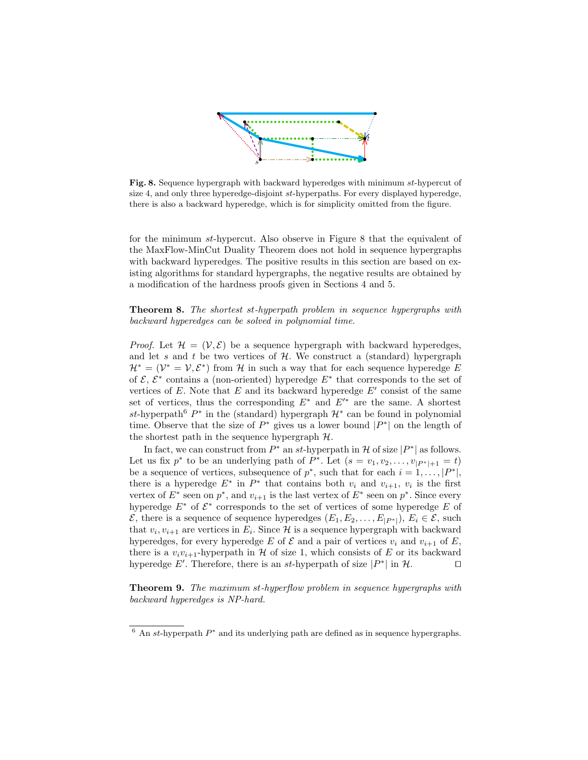**Fig. 8.** Sequence hypergraph with backward hyperedges with minimum $st$-hypercut of size 4, and only three hyperedge-disjoint $st$-hyperpaths. For every displayed hyperedge, there is also a backward hyperedge, which is for simplicity omitted from the figure.

for the minimum $st$-hypercut. Also observe in Figure 8 that the equivalent of the MaxFlow-MinCut Duality Theorem does not hold in sequence hypergraphs with backward hyperedges. The positive results in this section are based on existing algorithms for standard hypergraphs, the negative results are obtained by a modification of the hardness proofs given in Sections 4 and 5.

**Theorem 8.** *The shortest st-hyperpath problem in sequence hypergraphs with backward hyperedges can be solved in polynomial time.*

*Proof.* Let $\mathcal{H} = (\mathcal{V}, \mathcal{E})$ be a sequence hypergraph with backward hyperedges, and let $s$ and $t$ be two vertices of $\mathcal{H}$. We construct a (standard) hypergraph $\mathcal{H}^* = (\mathcal{V}^* = \mathcal{V}, \mathcal{E}^*)$ from $\mathcal{H}$ in such a way that for each sequence hyperedge $E$ of $\mathcal{E}$, $\mathcal{E}^*$ contains a (non-oriented) hyperedge $E^*$ that corresponds to the set of vertices of $E$. Note that $E$ and its backward hyperedge $E'$ consist of the same set of vertices, thus the corresponding $E^*$ and $E'^*$ are the same. A shortest $st$-hyperpath[6] $P^*$ in the (standard) hypergraph $\mathcal{H}^*$ can be found in polynomial time. Observe that the size of $P^*$ gives us a lower bound $|P^*|$ on the length of the shortest path in the sequence hypergraph $\mathcal{H}$.

In fact, we can construct from $P^*$ an $st$-hyperpath in $\mathcal{H}$ of size $|P^*|$ as follows. Let us fix $p^*$ to be an underlying path of $P^*$. Let $(s = v_1, v_2, \ldots, v_{|P^*|+1} = t)$ be a sequence of vertices, subsequence of $p^*$, such that for each $i = 1, \ldots, |P^*|$, there is a hyperedge $E^*$ in $P^*$ that contains both $v_i$ and $v_{i+1}$, $v_i$ is the first vertex of $E^*$ seen on $p^*$, and $v_{i+1}$ is the last vertex of $E^*$ seen on $p^*$. Since every hyperedge $E^*$ of $\mathcal{E}^*$ corresponds to the set of vertices of some hyperedge $E$ of $\mathcal{E}$, there is a sequence of sequence hyperedges $(E_1, E_2, \ldots, E_{|P^*|})$, $E_i \in \mathcal{E}$, such that $v_i, v_{i+1}$ are vertices in $E_i$. Since $\mathcal{H}$ is a sequence hypergraph with backward hyperedges, for every hyperedge $E$ of $\mathcal{E}$ and a pair of vertices $v_i$ and $v_{i+1}$ of $E$, there is a $v_i v_{i+1}$-hyperpath in $\mathcal{H}$ of size 1, which consists of $E$ or its backward hyperedge $E'$. Therefore, there is an $st$-hyperpath of size $|P^*|$ in $\mathcal{H}$. ◻

**Theorem 9.** *The maximum st-hyperflow problem in sequence hypergraphs with backward hyperedges is NP-hard.*

[6] An $st$-hyperpath $P^*$ and its underlying path are defined as in sequence hypergraphs.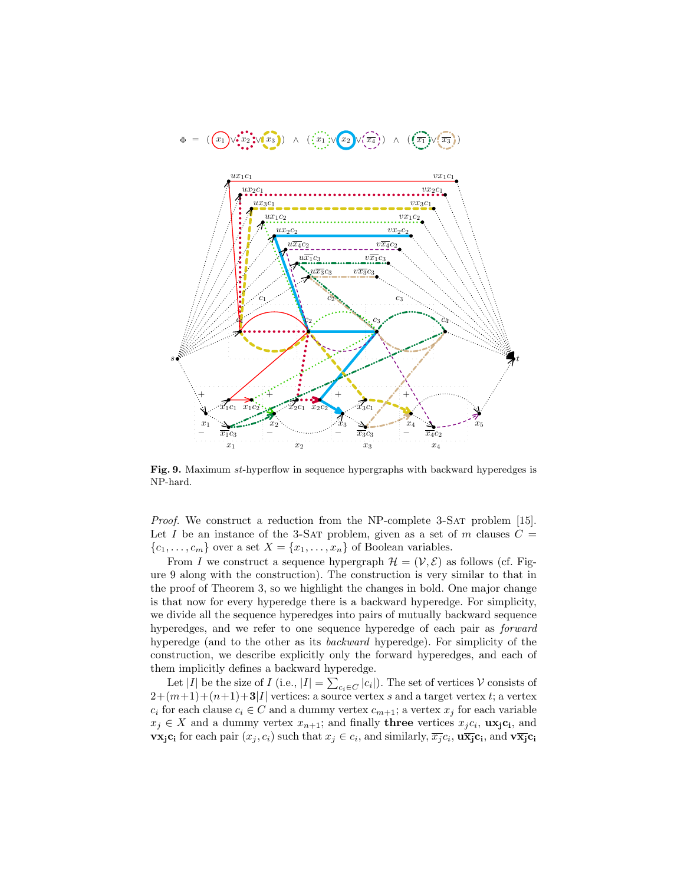$$\Phi = (x_1 \vee x_2 \vee x_3) \wedge (x_1 \vee x_2 \vee \overline{x_4}) \wedge (\overline{x_1} \vee \overline{x_3})$$

**Fig. 9.** Maximum $st$-hyperflow in sequence hypergraphs with backward hyperedges is NP-hard.

*Proof.* We construct a reduction from the NP-complete 3-Sat problem [15]. Let $I$ be an instance of the 3-Sat problem, given as a set of $m$ clauses $C = \{c_1, \ldots, c_m\}$ over a set $X = \{x_1, \ldots, x_n\}$ of Boolean variables.

From $I$ we construct a sequence hypergraph $\mathcal{H} = (\mathcal{V}, \mathcal{E})$ as follows (cf. Figure 9 along with the construction). The construction is very similar to that in the proof of Theorem 3, so we highlight the changes in bold. One major change is that now for every hyperedge there is a backward hyperedge. For simplicity, we divide all the sequence hyperedges into pairs of mutually backward sequence hyperedges, and we refer to one sequence hyperedge of each pair as *forward* hyperedge (and to the other as its *backward* hyperedge). For simplicity of the construction, we describe explicitly only the forward hyperedges, and each of them implicitly defines a backward hyperedge.

Let $|I|$ be the size of $I$ (i.e., $|I| = \sum_{c_i \in C} |c_i|$). The set of vertices $\mathcal{V}$ consists of $2+(m+1)+(n+1)+\mathbf{3}|I|$ vertices: a source vertex $s$ and a target vertex $t$; a vertex $c_i$ for each clause $c_i \in C$ and a dummy vertex $c_{m+1}$; a vertex $x_j$ for each variable $x_j \in X$ and a dummy vertex $x_{n+1}$; and finally **three** vertices $x_j c_i$, $\mathbf{ux_j c_i}$, and $\mathbf{vx_j c_i}$ for each pair $(x_j, c_i)$ such that $x_j \in c_i$, and similarly, $\overline{x_j} c_i$, $\mathbf{u\overline{x_j} c_i}$, and $\mathbf{v\overline{x_j} c_i}$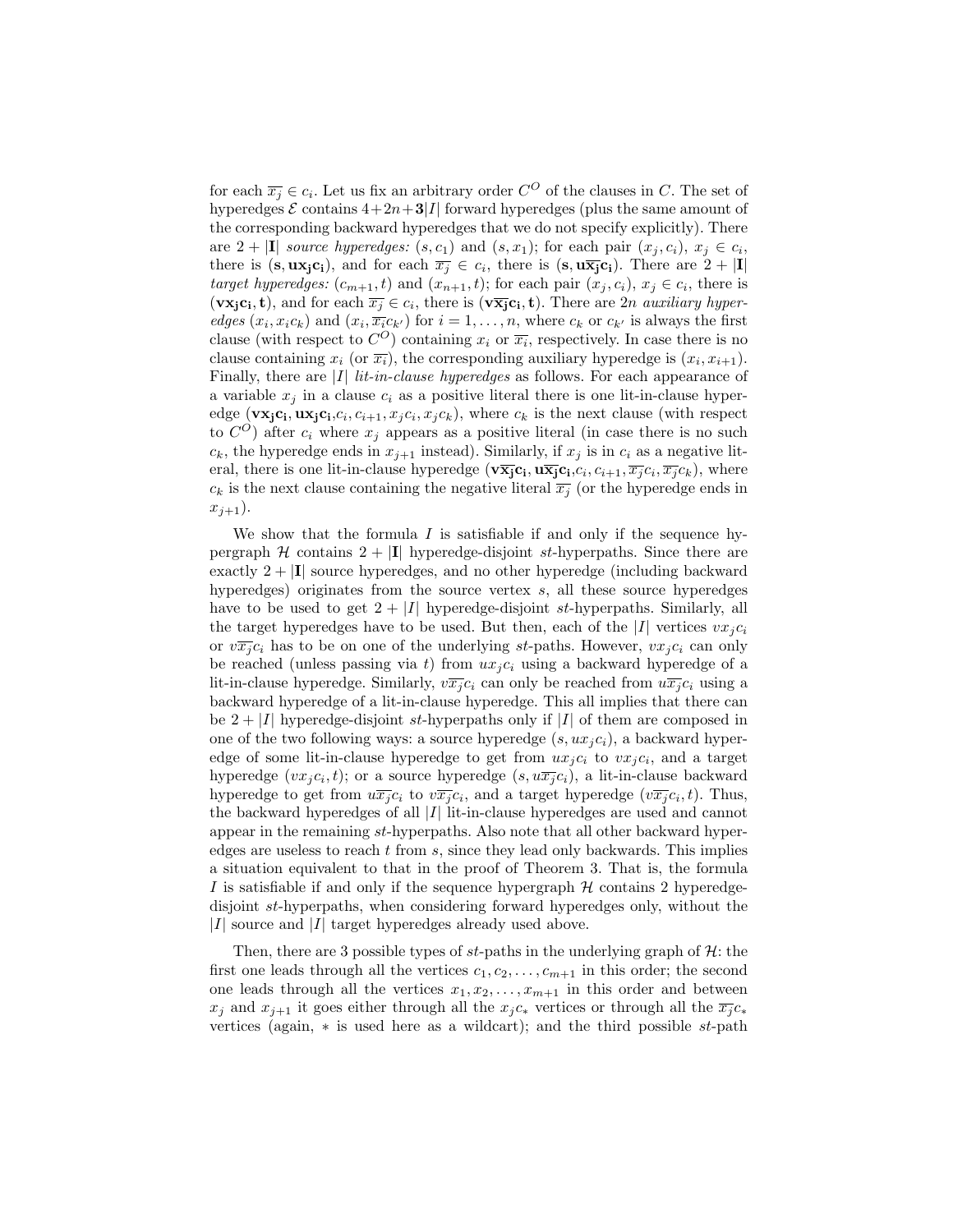for each $\overline{x_j} \in c_i$. Let us fix an arbitrary order $C^O$ of the clauses in $C$. The set of hyperedges $\mathcal{E}$ contains $4+2n+\mathbf{3}|I|$ forward hyperedges (plus the same amount of the corresponding backward hyperedges that we do not specify explicitly). There are $2 + |\mathbf{I}|$ *source hyperedges:* $(s, c_1)$ and $(s, x_1)$; for each pair $(x_j, c_i)$, $x_j \in c_i$, there is $(\mathbf{s}, \mathbf{ux_jc_i})$, and for each $\overline{x_j} \in c_i$, there is $(\mathbf{s}, \mathbf{u\overline{x_j}c_i})$. There are $2 + |\mathbf{I}|$ *target hyperedges:* $(c_{m+1}, t)$ and $(x_{n+1}, t)$; for each pair $(x_j, c_i)$, $x_j \in c_i$, there is $(\mathbf{vx_jc_i}, \mathbf{t})$, and for each $\overline{x_j} \in c_i$, there is $(\mathbf{v\overline{x_j}c_i}, \mathbf{t})$. There are $2n$ *auxiliary hyperedges* $(x_i, x_ic_k)$ and $(x_i, \overline{x_i}c_{k'})$ for $i = 1, \ldots, n$, where $c_k$ or $c_{k'}$ is always the first clause (with respect to $C^O$) containing $x_i$ or $\overline{x_i}$, respectively. In case there is no clause containing $x_i$ (or $\overline{x_i}$), the corresponding auxiliary hyperedge is $(x_i, x_{i+1})$. Finally, there are $|I|$ *lit-in-clause hyperedges* as follows. For each appearance of a variable $x_j$ in a clause $c_i$ as a positive literal there is one lit-in-clause hyperedge $(\mathbf{vx_jc_i}, \mathbf{ux_jc_i}, c_i, c_{i+1}, x_jc_i, x_jc_k)$, where $c_k$ is the next clause (with respect to $C^O$) after $c_i$ where $x_j$ appears as a positive literal (in case there is no such $c_k$, the hyperedge ends in $x_{j+1}$ instead). Similarly, if $x_j$ is in $c_i$ as a negative literal, there is one lit-in-clause hyperedge $(\mathbf{v\overline{x_j}c_i}, \mathbf{u\overline{x_j}c_i}, c_i, c_{i+1}, \overline{x_j}c_i, \overline{x_j}c_k)$, where $c_k$ is the next clause containing the negative literal $\overline{x_j}$ (or the hyperedge ends in $x_{j+1}$).

We show that the formula $I$ is satisfiable if and only if the sequence hypergraph $\mathcal{H}$ contains $2 + |\mathbf{I}|$ hyperedge-disjoint $st$-hyperpaths. Since there are exactly $2 + |\mathbf{I}|$ source hyperedges, and no other hyperedge (including backward hyperedges) originates from the source vertex $s$, all these source hyperedges have to be used to get $2 + |I|$ hyperedge-disjoint $st$-hyperpaths. Similarly, all the target hyperedges have to be used. But then, each of the $|I|$ vertices $vx_jc_i$ or $v\overline{x_j}c_i$ has to be on one of the underlying $st$-paths. However, $vx_jc_i$ can only be reached (unless passing via $t$) from $ux_jc_i$ using a backward hyperedge of a lit-in-clause hyperedge. Similarly, $v\overline{x_j}c_i$ can only be reached from $u\overline{x_j}c_i$ using a backward hyperedge of a lit-in-clause hyperedge. This all implies that there can be $2 + |I|$ hyperedge-disjoint $st$-hyperpaths only if $|I|$ of them are composed in one of the two following ways: a source hyperedge $(s, ux_jc_i)$, a backward hyperedge of some lit-in-clause hyperedge to get from $ux_jc_i$ to $vx_jc_i$, and a target hyperedge $(vx_jc_i, t)$; or a source hyperedge $(s, u\overline{x_j}c_i)$, a lit-in-clause backward hyperedge to get from $u\overline{x_j}c_i$ to $v\overline{x_j}c_i$, and a target hyperedge $(v\overline{x_j}c_i, t)$. Thus, the backward hyperedges of all $|I|$ lit-in-clause hyperedges are used and cannot appear in the remaining $st$-hyperpaths. Also note that all other backward hyperedges are useless to reach $t$ from $s$, since they lead only backwards. This implies a situation equivalent to that in the proof of Theorem 3. That is, the formula $I$ is satisfiable if and only if the sequence hypergraph $\mathcal{H}$ contains 2 hyperedge-disjoint $st$-hyperpaths, when considering forward hyperedges only, without the $|I|$ source and $|I|$ target hyperedges already used above.

Then, there are 3 possible types of $st$-paths in the underlying graph of $\mathcal{H}$: the first one leads through all the vertices $c_1, c_2, \ldots, c_{m+1}$ in this order; the second one leads through all the vertices $x_1, x_2, \ldots, x_{m+1}$ in this order and between $x_j$ and $x_{j+1}$ it goes either through all the $x_jc_*$ vertices or through all the $\overline{x_j}c_*$ vertices (again, $*$ is used here as a wildcart); and the third possible $st$-path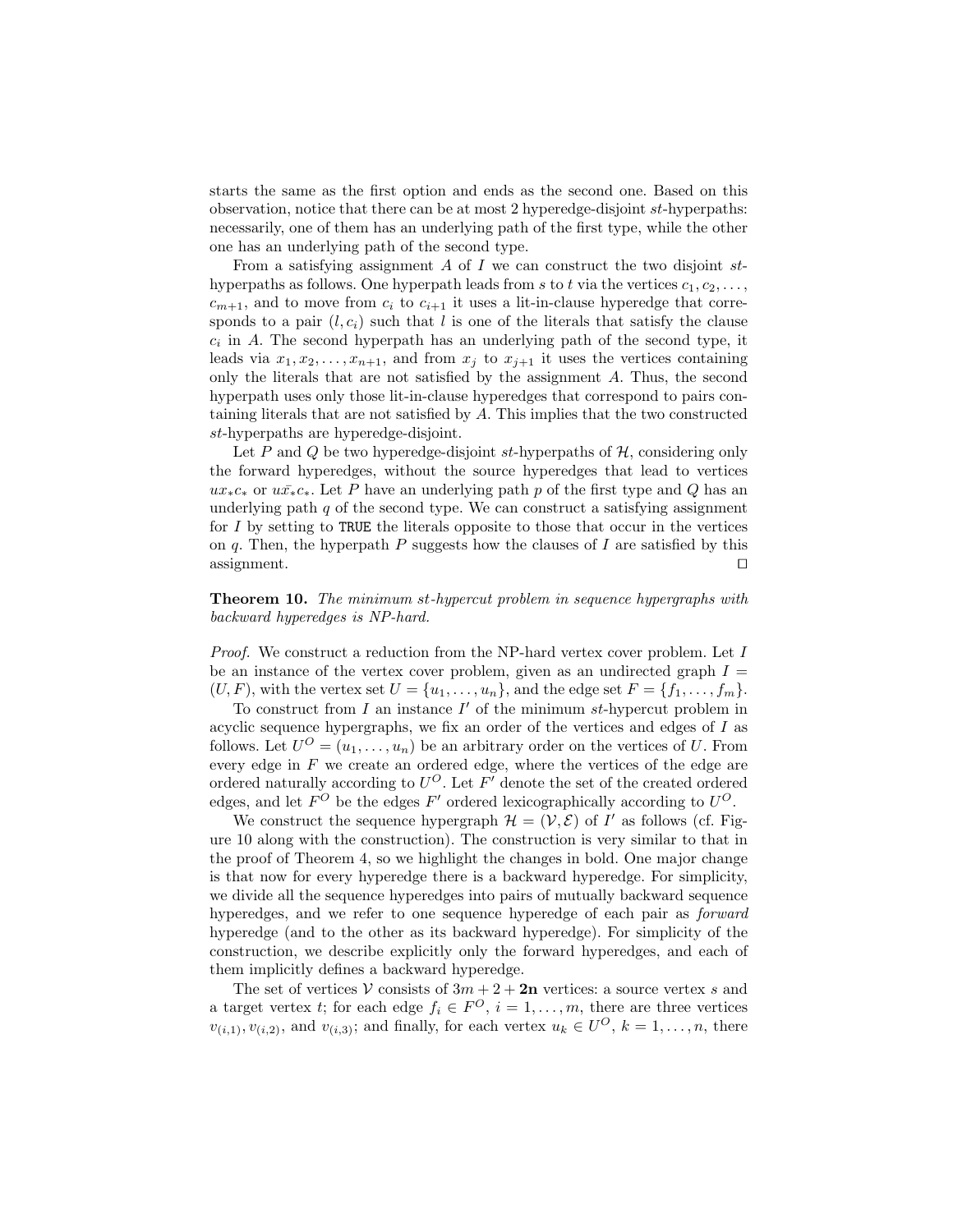starts the same as the first option and ends as the second one. Based on this observation, notice that there can be at most 2 hyperedge-disjoint $st$-hyperpaths: necessarily, one of them has an underlying path of the first type, while the other one has an underlying path of the second type.

From a satisfying assignment $A$ of $I$ we can construct the two disjoint $st$-hyperpaths as follows. One hyperpath leads from $s$ to $t$ via the vertices $c_1, c_2, \ldots, c_{m+1}$, and to move from $c_i$ to $c_{i+1}$ it uses a lit-in-clause hyperedge that corresponds to a pair $(l, c_i)$ such that $l$ is one of the literals that satisfy the clause $c_i$ in $A$. The second hyperpath has an underlying path of the second type, it leads via $x_1, x_2, \ldots, x_{n+1}$, and from $x_j$ to $x_{j+1}$ it uses the vertices containing only the literals that are not satisfied by the assignment $A$. Thus, the second hyperpath uses only those lit-in-clause hyperedges that correspond to pairs containing literals that are not satisfied by $A$. This implies that the two constructed $st$-hyperpaths are hyperedge-disjoint.

Let $P$ and $Q$ be two hyperedge-disjoint $st$-hyperpaths of $\mathcal{H}$, considering only the forward hyperedges, without the source hyperedges that lead to vertices $ux_*c_*$ or $u\bar{x}_*c_*$. Let $P$ have an underlying path $p$ of the first type and $Q$ has an underlying path $q$ of the second type. We can construct a satisfying assignment for $I$ by setting to `TRUE` the literals opposite to those that occur in the vertices on $q$. Then, the hyperpath $P$ suggests how the clauses of $I$ are satisfied by this assignment. ◻

**Theorem 10.** *The minimum st-hypercut problem in sequence hypergraphs with backward hyperedges is NP-hard.*

*Proof.* We construct a reduction from the NP-hard vertex cover problem. Let $I$ be an instance of the vertex cover problem, given as an undirected graph $I = (U, F)$, with the vertex set $U = \{u_1, \ldots, u_n\}$, and the edge set $F = \{f_1, \ldots, f_m\}$.

To construct from $I$ an instance $I'$ of the minimum $st$-hypercut problem in acyclic sequence hypergraphs, we fix an order of the vertices and edges of $I$ as follows. Let $U^O = (u_1, \ldots, u_n)$ be an arbitrary order on the vertices of $U$. From every edge in $F$ we create an ordered edge, where the vertices of the edge are ordered naturally according to $U^O$. Let $F'$ denote the set of the created ordered edges, and let $F^O$ be the edges $F'$ ordered lexicographically according to $U^O$.

We construct the sequence hypergraph $\mathcal{H} = (\mathcal{V}, \mathcal{E})$ of $I'$ as follows (cf. Figure 10 along with the construction). The construction is very similar to that in the proof of Theorem 4, so we highlight the changes in bold. One major change is that now for every hyperedge there is a backward hyperedge. For simplicity, we divide all the sequence hyperedges into pairs of mutually backward sequence hyperedges, and we refer to one sequence hyperedge of each pair as *forward* hyperedge (and to the other as its backward hyperedge). For simplicity of the construction, we describe explicitly only the forward hyperedges, and each of them implicitly defines a backward hyperedge.

The set of vertices $\mathcal{V}$ consists of $3m + 2 + \mathbf{2n}$ vertices: a source vertex $s$ and a target vertex $t$; for each edge $f_i \in F^O$, $i = 1, \ldots, m$, there are three vertices $v_{(i,1)}, v_{(i,2)}$, and $v_{(i,3)}$; and finally, for each vertex $u_k \in U^O$, $k = 1, \ldots, n$, there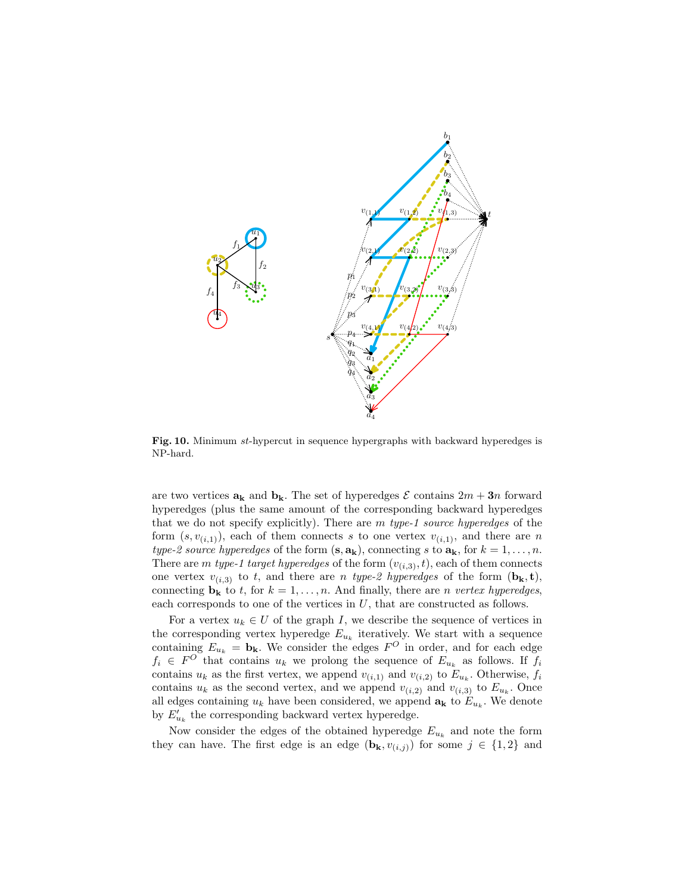**Fig. 10.** Minimum $st$-hypercut in sequence hypergraphs with backward hyperedges is NP-hard.

are two vertices $\mathbf{a_k}$ and $\mathbf{b_k}$. The set of hyperedges $\mathcal{E}$ contains $2m + \mathbf{3}n$ forward hyperedges (plus the same amount of the corresponding backward hyperedges that we do not specify explicitly). There are $m$ *type-1 source hyperedges* of the form $(s, v_{(i,1)})$, each of them connects $s$ to one vertex $v_{(i,1)}$, and there are $n$ *type-2 source hyperedges* of the form $(\mathbf{s}, \mathbf{a_k})$, connecting $s$ to $\mathbf{a_k}$, for $k = 1, \ldots, n$. There are $m$ *type-1 target hyperedges* of the form $(v_{(i,3)}, \mathbf{t})$, each of them connects one vertex $v_{(i,3)}$ to $t$, and there are $n$ *type-2 hyperedges* of the form $(\mathbf{b_k}, \mathbf{t})$, connecting $\mathbf{b_k}$ to $t$, for $k = 1, \ldots, n$. And finally, there are $n$ *vertex hyperedges*, each corresponds to one of the vertices in $U$, that are constructed as follows.

For a vertex $u_k \in U$ of the graph $I$, we describe the sequence of vertices in the corresponding vertex hyperedge $E_{u_k}$ iteratively. We start with a sequence containing $E_{u_k} = \mathbf{b_k}$. We consider the edges $F^O$ in order, and for each edge $f_i \in F^O$ that contains $u_k$ we prolong the sequence of $E_{u_k}$ as follows. If $f_i$ contains $u_k$ as the first vertex, we append $v_{(i,1)}$ and $v_{(i,2)}$ to $E_{u_k}$. Otherwise, $f_i$ contains $u_k$ as the second vertex, and we append $v_{(i,2)}$ and $v_{(i,3)}$ to $E_{u_k}$. Once all edges containing $u_k$ have been considered, we append $\mathbf{a_k}$ to $E_{u_k}$. We denote by $E'_{u_k}$ the corresponding backward vertex hyperedge.

Now consider the edges of the obtained hyperedge $E_{u_k}$ and note the form they can have. The first edge is an edge $(\mathbf{b_k}, v_{(i,j)})$ for some $j \in \{1, 2\}$ and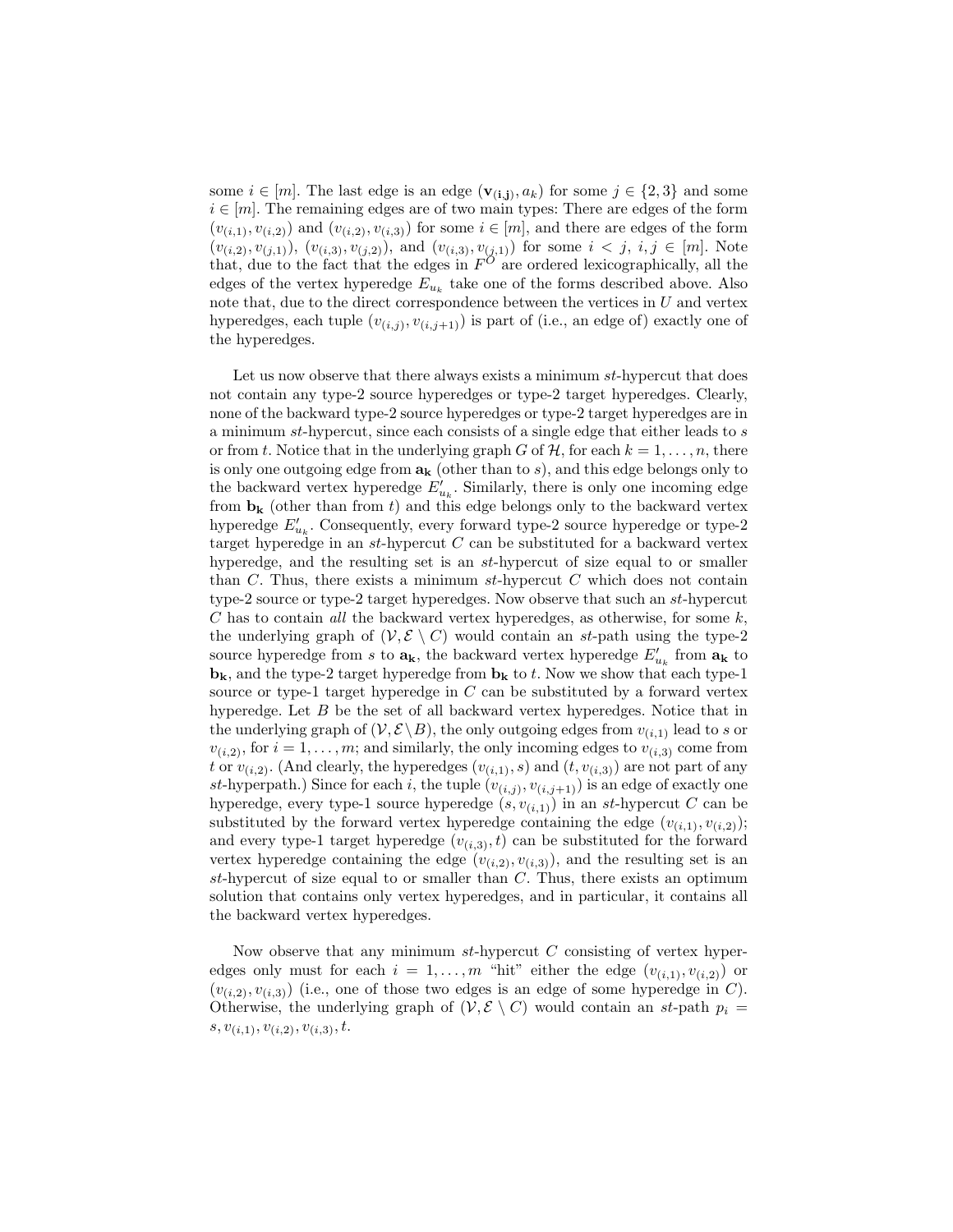some $i \in [m]$. The last edge is an edge $(\mathbf{v_{(i,j)}}, a_k)$ for some $j \in \{2, 3\}$ and some $i \in [m]$. The remaining edges are of two main types: There are edges of the form $(v_{(i,1)}, v_{(i,2)})$ and $(v_{(i,2)}, v_{(i,3)})$ for some $i \in [m]$, and there are edges of the form $(v_{(i,2)}, v_{(j,1)})$, $(v_{(i,3)}, v_{(j,2)})$, and $(v_{(i,3)}, v_{(j,1)})$ for some $i < j$, $i, j \in [m]$. Note that, due to the fact that the edges in $F^O$ are ordered lexicographically, all the edges of the vertex hyperedge $E_{u_k}$ take one of the forms described above. Also note that, due to the direct correspondence between the vertices in $U$ and vertex hyperedges, each tuple $(v_{(i,j)}, v_{(i,j+1)})$ is part of (i.e., an edge of) exactly one of the hyperedges.

Let us now observe that there always exists a minimum $st$-hypercut that does not contain any type-2 source hyperedges or type-2 target hyperedges. Clearly, none of the backward type-2 source hyperedges or type-2 target hyperedges are in a minimum $st$-hypercut, since each consists of a single edge that either leads to $s$ or from $t$. Notice that in the underlying graph $G$ of $\mathcal{H}$, for each $k = 1, \ldots, n$, there is only one outgoing edge from $\mathbf{a_k}$ (other than to $s$), and this edge belongs only to the backward vertex hyperedge $E'_{u_k}$. Similarly, there is only one incoming edge from $\mathbf{b_k}$ (other than from $t$) and this edge belongs only to the backward vertex hyperedge $E'_{u_k}$. Consequently, every forward type-2 source hyperedge or type-2 target hyperedge in an $st$-hypercut $C$ can be substituted for a backward vertex hyperedge, and the resulting set is an $st$-hypercut of size equal to or smaller than $C$. Thus, there exists a minimum $st$-hypercut $C$ which does not contain type-2 source or type-2 target hyperedges. Now observe that such an $st$-hypercut $C$ has to contain *all* the backward vertex hyperedges, as otherwise, for some $k$, the underlying graph of $(\mathcal{V}, \mathcal{E} \setminus C)$ would contain an $st$-path using the type-2 source hyperedge from $s$ to $\mathbf{a_k}$, the backward vertex hyperedge $E'_{u_k}$ from $\mathbf{a_k}$ to $\mathbf{b_k}$, and the type-2 target hyperedge from $\mathbf{b_k}$ to $t$. Now we show that each type-1 source or type-1 target hyperedge in $C$ can be substituted by a forward vertex hyperedge. Let $B$ be the set of all backward vertex hyperedges. Notice that in the underlying graph of $(\mathcal{V}, \mathcal{E} \setminus B)$, the only outgoing edges from $v_{(i,1)}$ lead to $s$ or $v_{(i,2)}$, for $i = 1, \ldots, m$; and similarly, the only incoming edges to $v_{(i,3)}$ come from $t$ or $v_{(i,2)}$. (And clearly, the hyperedges $(v_{(i,1)}, s)$ and $(t, v_{(i,3)})$ are not part of any $st$-hyperpath.) Since for each $i$, the tuple $(v_{(i,j)}, v_{(i,j+1)})$ is an edge of exactly one hyperedge, every type-1 source hyperedge $(s, v_{(i,1)})$ in an $st$-hypercut $C$ can be substituted by the forward vertex hyperedge containing the edge $(v_{(i,1)}, v_{(i,2)})$; and every type-1 target hyperedge $(v_{(i,3)}, t)$ can be substituted for the forward vertex hyperedge containing the edge $(v_{(i,2)}, v_{(i,3)})$, and the resulting set is an $st$-hypercut of size equal to or smaller than $C$. Thus, there exists an optimum solution that contains only vertex hyperedges, and in particular, it contains all the backward vertex hyperedges.

Now observe that any minimum $st$-hypercut $C$ consisting of vertex hyperedges only must for each $i = 1, \ldots, m$ "hit" either the edge $(v_{(i,1)}, v_{(i,2)})$ or $(v_{(i,2)}, v_{(i,3)})$ (i.e., one of those two edges is an edge of some hyperedge in $C$). Otherwise, the underlying graph of $(\mathcal{V}, \mathcal{E} \setminus C)$ would contain an $st$-path $p_i = s, v_{(i,1)}, v_{(i,2)}, v_{(i,3)}, t$.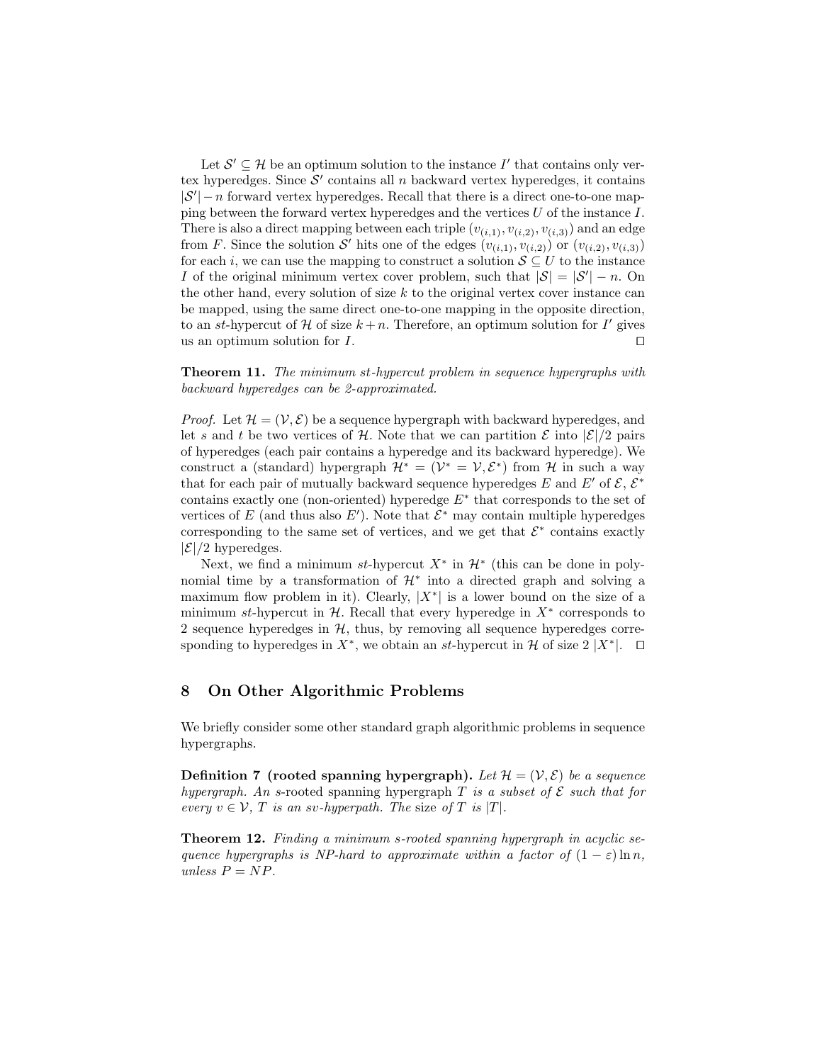Let $\mathcal{S}' \subseteq \mathcal{H}$ be an optimum solution to the instance $I'$ that contains only vertex hyperedges. Since $\mathcal{S}'$ contains all $n$ backward vertex hyperedges, it contains $|\mathcal{S}'| - n$ forward vertex hyperedges. Recall that there is a direct one-to-one mapping between the forward vertex hyperedges and the vertices $U$ of the instance $I$. There is also a direct mapping between each triple $(v_{(i,1)}, v_{(i,2)}, v_{(i,3)})$ and an edge from $F$. Since the solution $\mathcal{S}'$ hits one of the edges $(v_{(i,1)}, v_{(i,2)})$ or $(v_{(i,2)}, v_{(i,3)})$ for each $i$, we can use the mapping to construct a solution $\mathcal{S} \subseteq U$ to the instance $I$ of the original minimum vertex cover problem, such that $|\mathcal{S}| = |\mathcal{S}'| - n$. On the other hand, every solution of size $k$ to the original vertex cover instance can be mapped, using the same direct one-to-one mapping in the opposite direction, to an $st$-hypercut of $\mathcal{H}$ of size $k + n$. Therefore, an optimum solution for $I'$ gives us an optimum solution for $I$. ☐

**Theorem 11.** *The minimum st-hypercut problem in sequence hypergraphs with backward hyperedges can be 2-approximated.*

*Proof.* Let $\mathcal{H} = (\mathcal{V}, \mathcal{E})$ be a sequence hypergraph with backward hyperedges, and let $s$ and $t$ be two vertices of $\mathcal{H}$. Note that we can partition $\mathcal{E}$ into $|\mathcal{E}|/2$ pairs of hyperedges (each pair contains a hyperedge and its backward hyperedge). We construct a (standard) hypergraph $\mathcal{H}^* = (\mathcal{V}^* = \mathcal{V}, \mathcal{E}^*)$ from $\mathcal{H}$ in such a way that for each pair of mutually backward sequence hyperedges $E$ and $E'$ of $\mathcal{E}$, $\mathcal{E}^*$ contains exactly one (non-oriented) hyperedge $E^*$ that corresponds to the set of vertices of $E$ (and thus also $E'$). Note that $\mathcal{E}^*$ may contain multiple hyperedges corresponding to the same set of vertices, and we get that $\mathcal{E}^*$ contains exactly $|\mathcal{E}|/2$ hyperedges.

Next, we find a minimum $st$-hypercut $X^*$ in $\mathcal{H}^*$ (this can be done in polynomial time by a transformation of $\mathcal{H}^*$ into a directed graph and solving a maximum flow problem in it). Clearly, $|X^*|$ is a lower bound on the size of a minimum $st$-hypercut in $\mathcal{H}$. Recall that every hyperedge in $X^*$ corresponds to 2 sequence hyperedges in $\mathcal{H}$, thus, by removing all sequence hyperedges corresponding to hyperedges in $X^*$, we obtain an $st$-hypercut in $\mathcal{H}$ of size $2\,|X^*|$. ☐

## 8 On Other Algorithmic Problems

We briefly consider some other standard graph algorithmic problems in sequence hypergraphs.

**Definition 7 (rooted spanning hypergraph).** *Let $\mathcal{H} = (\mathcal{V}, \mathcal{E})$ be a sequence hypergraph. An s*-rooted spanning hypergraph *$T$ is a subset of $\mathcal{E}$ such that for every $v \in \mathcal{V}$, $T$ is an sv-hyperpath. The* size *of $T$ is $|T|$.*

**Theorem 12.** *Finding a minimum s-rooted spanning hypergraph in acyclic sequence hypergraphs is NP-hard to approximate within a factor of $(1 - \varepsilon) \ln n$, unless $P = NP$.*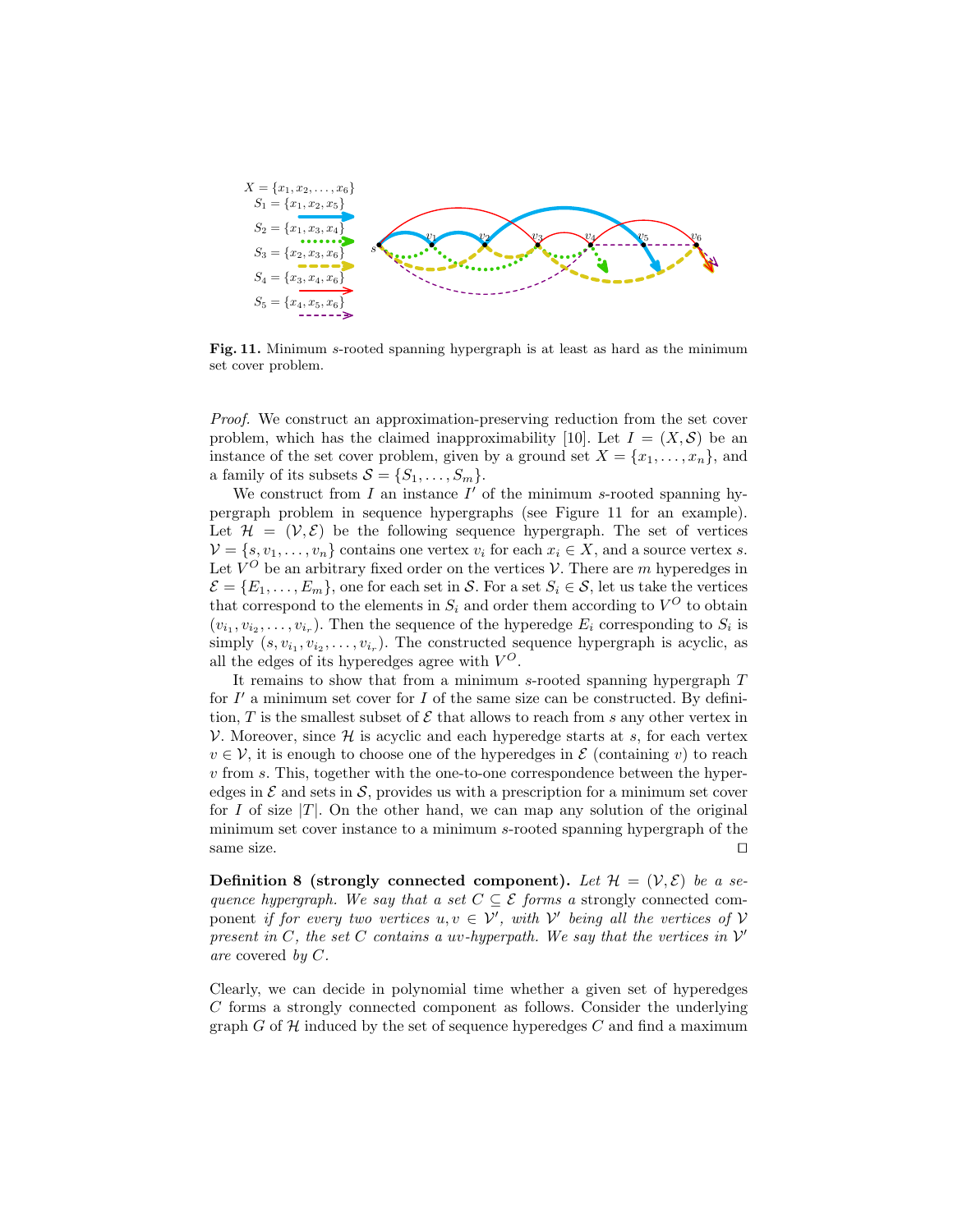$X = \{x_1, x_2, \ldots, x_6\}$
$S_1 = \{x_1, x_2, x_5\}$
$S_2 = \{x_1, x_3, x_4\}$
$S_3 = \{x_2, x_3, x_6\}$
$S_4 = \{x_3, x_4, x_6\}$
$S_5 = \{x_4, x_5, x_6\}$

**Fig. 11.** Minimum $s$-rooted spanning hypergraph is at least as hard as the minimum set cover problem.

*Proof.* We construct an approximation-preserving reduction from the set cover problem, which has the claimed inapproximability [10]. Let $I = (X, \mathcal{S})$ be an instance of the set cover problem, given by a ground set $X = \{x_1, \ldots, x_n\}$, and a family of its subsets $\mathcal{S} = \{S_1, \ldots, S_m\}$.

We construct from $I$ an instance $I'$ of the minimum $s$-rooted spanning hypergraph problem in sequence hypergraphs (see Figure 11 for an example). Let $\mathcal{H} = (\mathcal{V}, \mathcal{E})$ be the following sequence hypergraph. The set of vertices $\mathcal{V} = \{s, v_1, \ldots, v_n\}$ contains one vertex $v_i$ for each $x_i \in X$, and a source vertex $s$. Let $V^O$ be an arbitrary fixed order on the vertices $\mathcal{V}$. There are $m$ hyperedges in $\mathcal{E} = \{E_1, \ldots, E_m\}$, one for each set in $\mathcal{S}$. For a set $S_i \in \mathcal{S}$, let us take the vertices that correspond to the elements in $S_i$ and order them according to $V^O$ to obtain $(v_{i_1}, v_{i_2}, \ldots, v_{i_r})$. Then the sequence of the hyperedge $E_i$ corresponding to $S_i$ is simply $(s, v_{i_1}, v_{i_2}, \ldots, v_{i_r})$. The constructed sequence hypergraph is acyclic, as all the edges of its hyperedges agree with $V^O$.

It remains to show that from a minimum $s$-rooted spanning hypergraph $T$ for $I'$ a minimum set cover for $I$ of the same size can be constructed. By definition, $T$ is the smallest subset of $\mathcal{E}$ that allows to reach from $s$ any other vertex in $\mathcal{V}$. Moreover, since $\mathcal{H}$ is acyclic and each hyperedge starts at $s$, for each vertex $v \in \mathcal{V}$, it is enough to choose one of the hyperedges in $\mathcal{E}$ (containing $v$) to reach $v$ from $s$. This, together with the one-to-one correspondence between the hyperedges in $\mathcal{E}$ and sets in $\mathcal{S}$, provides us with a prescription for a minimum set cover for $I$ of size $|T|$. On the other hand, we can map any solution of the original minimum set cover instance to a minimum $s$-rooted spanning hypergraph of the same size. ◻

**Definition 8 (strongly connected component).** *Let $\mathcal{H} = (\mathcal{V}, \mathcal{E})$ be a sequence hypergraph. We say that a set $C \subseteq \mathcal{E}$ forms a* strongly connected component *if for every two vertices $u, v \in \mathcal{V}'$, with $\mathcal{V}'$ being all the vertices of $\mathcal{V}$ present in $C$, the set $C$ contains a $uv$-hyperpath. We say that the vertices in $\mathcal{V}'$ are* covered *by $C$.*

Clearly, we can decide in polynomial time whether a given set of hyperedges $C$ forms a strongly connected component as follows. Consider the underlying graph $G$ of $\mathcal{H}$ induced by the set of sequence hyperedges $C$ and find a maximum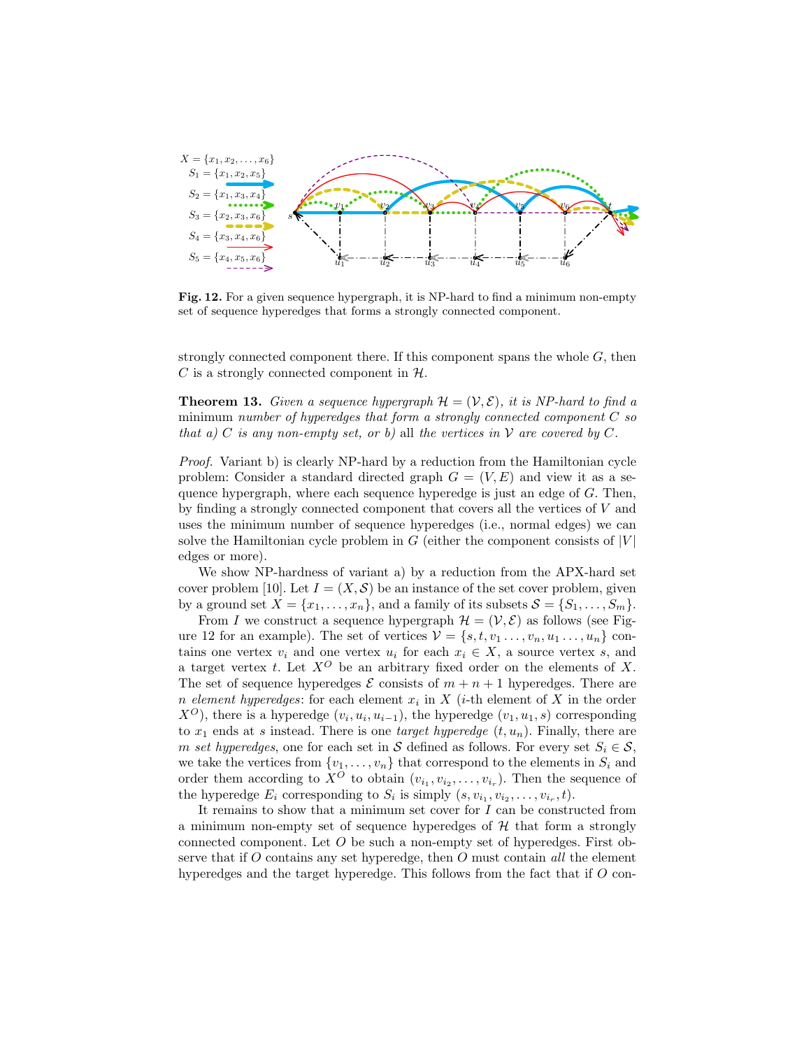**Fig. 12.** For a given sequence hypergraph, it is NP-hard to find a minimum non-empty set of sequence hyperedges that forms a strongly connected component.

strongly connected component there. If this component spans the whole $G$, then $C$ is a strongly connected component in $\mathcal{H}$.

**Theorem 13.** *Given a sequence hypergraph $\mathcal{H} = (\mathcal{V}, \mathcal{E})$, it is NP-hard to find a* minimum *number of hyperedges that form a strongly connected component $C$ so that a) $C$ is any non-empty set, or b)* all *the vertices in $\mathcal{V}$ are covered by $C$.*

*Proof.* Variant b) is clearly NP-hard by a reduction from the Hamiltonian cycle problem: Consider a standard directed graph $G = (V, E)$ and view it as a sequence hypergraph, where each sequence hyperedge is just an edge of $G$. Then, by finding a strongly connected component that covers all the vertices of $V$ and uses the minimum number of sequence hyperedges (i.e., normal edges) we can solve the Hamiltonian cycle problem in $G$ (either the component consists of $|V|$ edges or more).

We show NP-hardness of variant a) by a reduction from the APX-hard set cover problem [10]. Let $I = (X, \mathcal{S})$ be an instance of the set cover problem, given by a ground set $X = \{x_1, \ldots, x_n\}$, and a family of its subsets $\mathcal{S} = \{S_1, \ldots, S_m\}$.

From $I$ we construct a sequence hypergraph $\mathcal{H} = (\mathcal{V}, \mathcal{E})$ as follows (see Figure 12 for an example). The set of vertices $\mathcal{V} = \{s, t, v_1 \ldots, v_n, u_1 \ldots, u_n\}$ contains one vertex $v_i$ and one vertex $u_i$ for each $x_i \in X$, a source vertex $s$, and a target vertex $t$. Let $X^O$ be an arbitrary fixed order on the elements of $X$. The set of sequence hyperedges $\mathcal{E}$ consists of $m + n + 1$ hyperedges. There are $n$ *element hyperedges*: for each element $x_i$ in $X$ ($i$-th element of $X$ in the order $X^O$), there is a hyperedge $(v_i, u_i, u_{i-1})$, the hyperedge $(v_1, u_1, s)$ corresponding to $x_1$ ends at $s$ instead. There is one *target hyperedge* $(t, u_n)$. Finally, there are $m$ *set hyperedges*, one for each set in $\mathcal{S}$ defined as follows. For every set $S_i \in \mathcal{S}$, we take the vertices from $\{v_1, \ldots, v_n\}$ that correspond to the elements in $S_i$ and order them according to $X^O$ to obtain $(v_{i_1}, v_{i_2}, \ldots, v_{i_r})$. Then the sequence of the hyperedge $E_i$ corresponding to $S_i$ is simply $(s, v_{i_1}, v_{i_2}, \ldots, v_{i_r}, t)$.

It remains to show that a minimum set cover for $I$ can be constructed from a minimum non-empty set of sequence hyperedges of $\mathcal{H}$ that form a strongly connected component. Let $O$ be such a non-empty set of hyperedges. First observe that if $O$ contains any set hyperedge, then $O$ must contain *all* the element hyperedges and the target hyperedge. This follows from the fact that if $O$ con-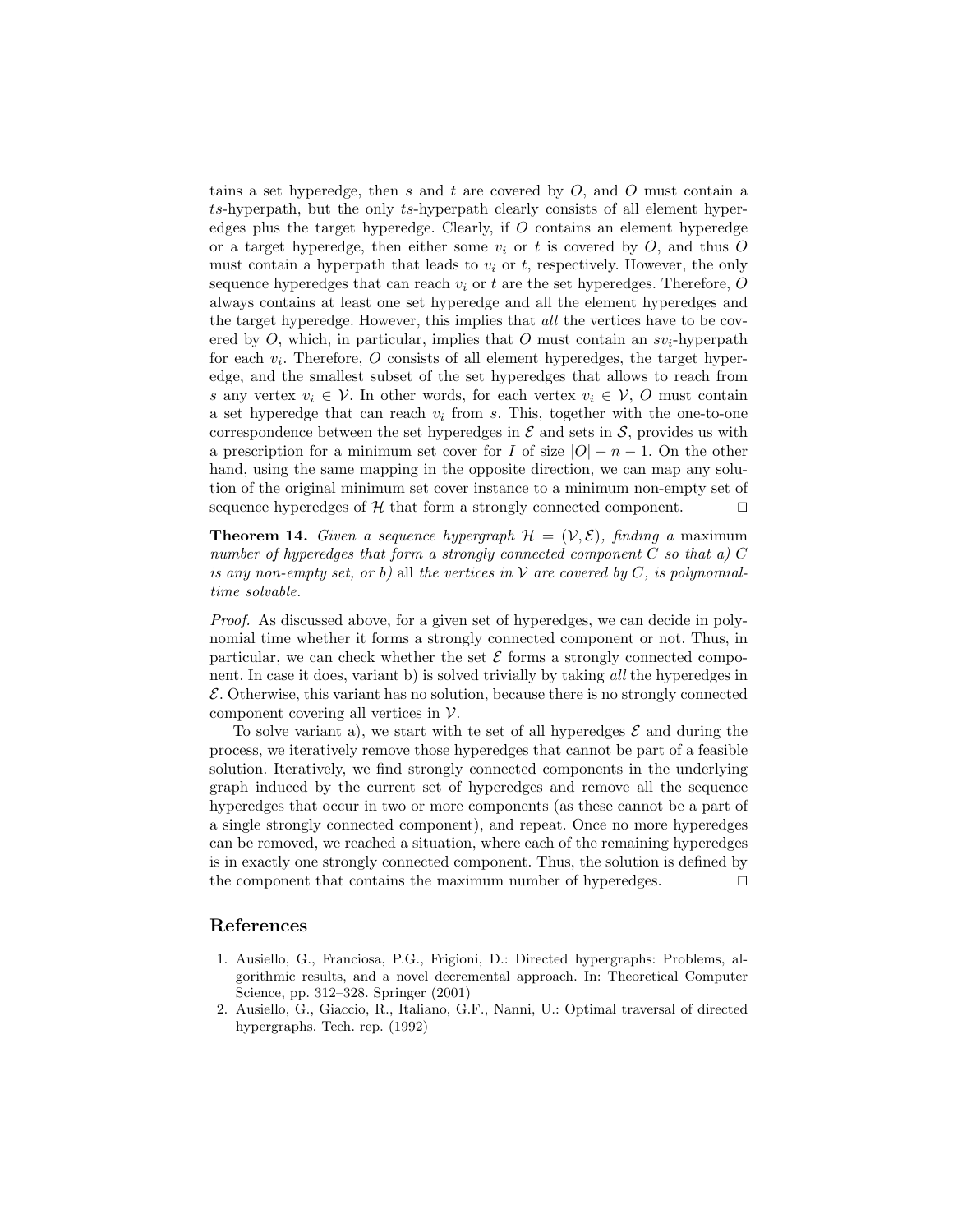tains a set hyperedge, then $s$ and $t$ are covered by $O$, and $O$ must contain a $ts$-hyperpath, but the only $ts$-hyperpath clearly consists of all element hyperedges plus the target hyperedge. Clearly, if $O$ contains an element hyperedge or a target hyperedge, then either some $v_i$ or $t$ is covered by $O$, and thus $O$ must contain a hyperpath that leads to $v_i$ or $t$, respectively. However, the only sequence hyperedges that can reach $v_i$ or $t$ are the set hyperedges. Therefore, $O$ always contains at least one set hyperedge and all the element hyperedges and the target hyperedge. However, this implies that *all* the vertices have to be covered by $O$, which, in particular, implies that $O$ must contain an $sv_i$-hyperpath for each $v_i$. Therefore, $O$ consists of all element hyperedges, the target hyperedge, and the smallest subset of the set hyperedges that allows to reach from $s$ any vertex $v_i \in \mathcal{V}$. In other words, for each vertex $v_i \in \mathcal{V}$, $O$ must contain a set hyperedge that can reach $v_i$ from $s$. This, together with the one-to-one correspondence between the set hyperedges in $\mathcal{E}$ and sets in $\mathcal{S}$, provides us with a prescription for a minimum set cover for $I$ of size $|O| - n - 1$. On the other hand, using the same mapping in the opposite direction, we can map any solution of the original minimum set cover instance to a minimum non-empty set of sequence hyperedges of $\mathcal{H}$ that form a strongly connected component. □

**Theorem 14.** *Given a sequence hypergraph $\mathcal{H} = (\mathcal{V}, \mathcal{E})$, finding a* maximum *number of hyperedges that form a strongly connected component $C$ so that a) $C$ is any non-empty set, or b)* all *the vertices in $\mathcal{V}$ are covered by $C$, is polynomial-time solvable.*

*Proof.* As discussed above, for a given set of hyperedges, we can decide in polynomial time whether it forms a strongly connected component or not. Thus, in particular, we can check whether the set $\mathcal{E}$ forms a strongly connected component. In case it does, variant b) is solved trivially by taking *all* the hyperedges in $\mathcal{E}$. Otherwise, this variant has no solution, because there is no strongly connected component covering all vertices in $\mathcal{V}$.

To solve variant a), we start with te set of all hyperedges $\mathcal{E}$ and during the process, we iteratively remove those hyperedges that cannot be part of a feasible solution. Iteratively, we find strongly connected components in the underlying graph induced by the current set of hyperedges and remove all the sequence hyperedges that occur in two or more components (as these cannot be a part of a single strongly connected component), and repeat. Once no more hyperedges can be removed, we reached a situation, where each of the remaining hyperedges is in exactly one strongly connected component. Thus, the solution is defined by the component that contains the maximum number of hyperedges. □

## References

1. Ausiello, G., Franciosa, P.G., Frigioni, D.: Directed hypergraphs: Problems, algorithmic results, and a novel decremental approach. In: Theoretical Computer Science, pp. 312–328. Springer (2001)
2. Ausiello, G., Giaccio, R., Italiano, G.F., Nanni, U.: Optimal traversal of directed hypergraphs. Tech. rep. (1992)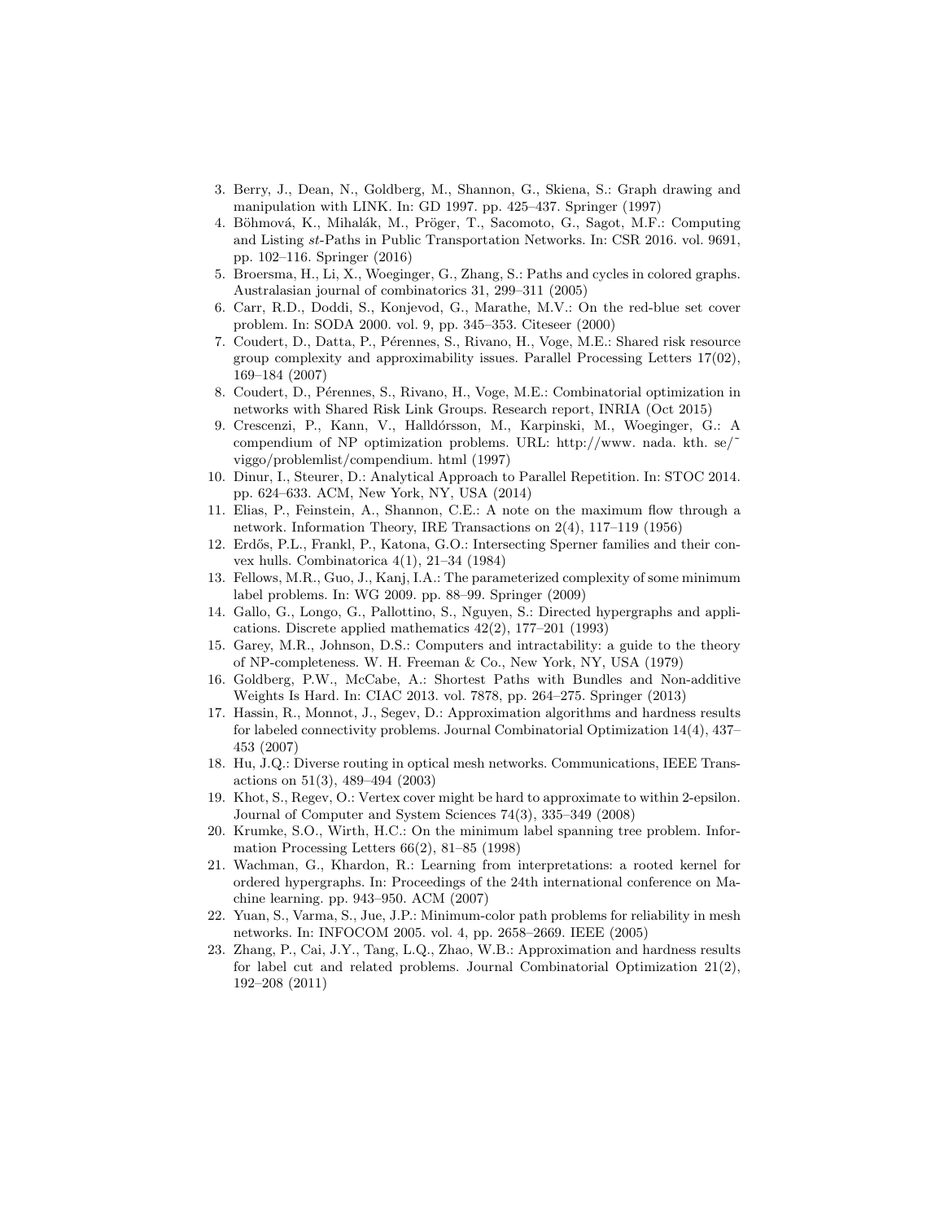3. Berry, J., Dean, N., Goldberg, M., Shannon, G., Skiena, S.: Graph drawing and manipulation with LINK. In: GD 1997. pp. 425–437. Springer (1997)
4. Böhmová, K., Mihalák, M., Pröger, T., Sacomoto, G., Sagot, M.F.: Computing and Listing *st*-Paths in Public Transportation Networks. In: CSR 2016. vol. 9691, pp. 102–116. Springer (2016)
5. Broersma, H., Li, X., Woeginger, G., Zhang, S.: Paths and cycles in colored graphs. Australasian journal of combinatorics 31, 299–311 (2005)
6. Carr, R.D., Doddi, S., Konjevod, G., Marathe, M.V.: On the red-blue set cover problem. In: SODA 2000. vol. 9, pp. 345–353. Citeseer (2000)
7. Coudert, D., Datta, P., Pérennes, S., Rivano, H., Voge, M.E.: Shared risk resource group complexity and approximability issues. Parallel Processing Letters 17(02), 169–184 (2007)
8. Coudert, D., Pérennes, S., Rivano, H., Voge, M.E.: Combinatorial optimization in networks with Shared Risk Link Groups. Research report, INRIA (Oct 2015)
9. Crescenzi, P., Kann, V., Halldórsson, M., Karpinski, M., Woeginger, G.: A compendium of NP optimization problems. URL: http://www. nada. kth. se/˜ viggo/problemlist/compendium. html (1997)
10. Dinur, I., Steurer, D.: Analytical Approach to Parallel Repetition. In: STOC 2014. pp. 624–633. ACM, New York, NY, USA (2014)
11. Elias, P., Feinstein, A., Shannon, C.E.: A note on the maximum flow through a network. Information Theory, IRE Transactions on 2(4), 117–119 (1956)
12. Erdős, P.L., Frankl, P., Katona, G.O.: Intersecting Sperner families and their convex hulls. Combinatorica 4(1), 21–34 (1984)
13. Fellows, M.R., Guo, J., Kanj, I.A.: The parameterized complexity of some minimum label problems. In: WG 2009. pp. 88–99. Springer (2009)
14. Gallo, G., Longo, G., Pallottino, S., Nguyen, S.: Directed hypergraphs and applications. Discrete applied mathematics 42(2), 177–201 (1993)
15. Garey, M.R., Johnson, D.S.: Computers and intractability: a guide to the theory of NP-completeness. W. H. Freeman & Co., New York, NY, USA (1979)
16. Goldberg, P.W., McCabe, A.: Shortest Paths with Bundles and Non-additive Weights Is Hard. In: CIAC 2013. vol. 7878, pp. 264–275. Springer (2013)
17. Hassin, R., Monnot, J., Segev, D.: Approximation algorithms and hardness results for labeled connectivity problems. Journal Combinatorial Optimization 14(4), 437–453 (2007)
18. Hu, J.Q.: Diverse routing in optical mesh networks. Communications, IEEE Transactions on 51(3), 489–494 (2003)
19. Khot, S., Regev, O.: Vertex cover might be hard to approximate to within 2-epsilon. Journal of Computer and System Sciences 74(3), 335–349 (2008)
20. Krumke, S.O., Wirth, H.C.: On the minimum label spanning tree problem. Information Processing Letters 66(2), 81–85 (1998)
21. Wachman, G., Khardon, R.: Learning from interpretations: a rooted kernel for ordered hypergraphs. In: Proceedings of the 24th international conference on Machine learning. pp. 943–950. ACM (2007)
22. Yuan, S., Varma, S., Jue, J.P.: Minimum-color path problems for reliability in mesh networks. In: INFOCOM 2005. vol. 4, pp. 2658–2669. IEEE (2005)
23. Zhang, P., Cai, J.Y., Tang, L.Q., Zhao, W.B.: Approximation and hardness results for label cut and related problems. Journal Combinatorial Optimization 21(2), 192–208 (2011)